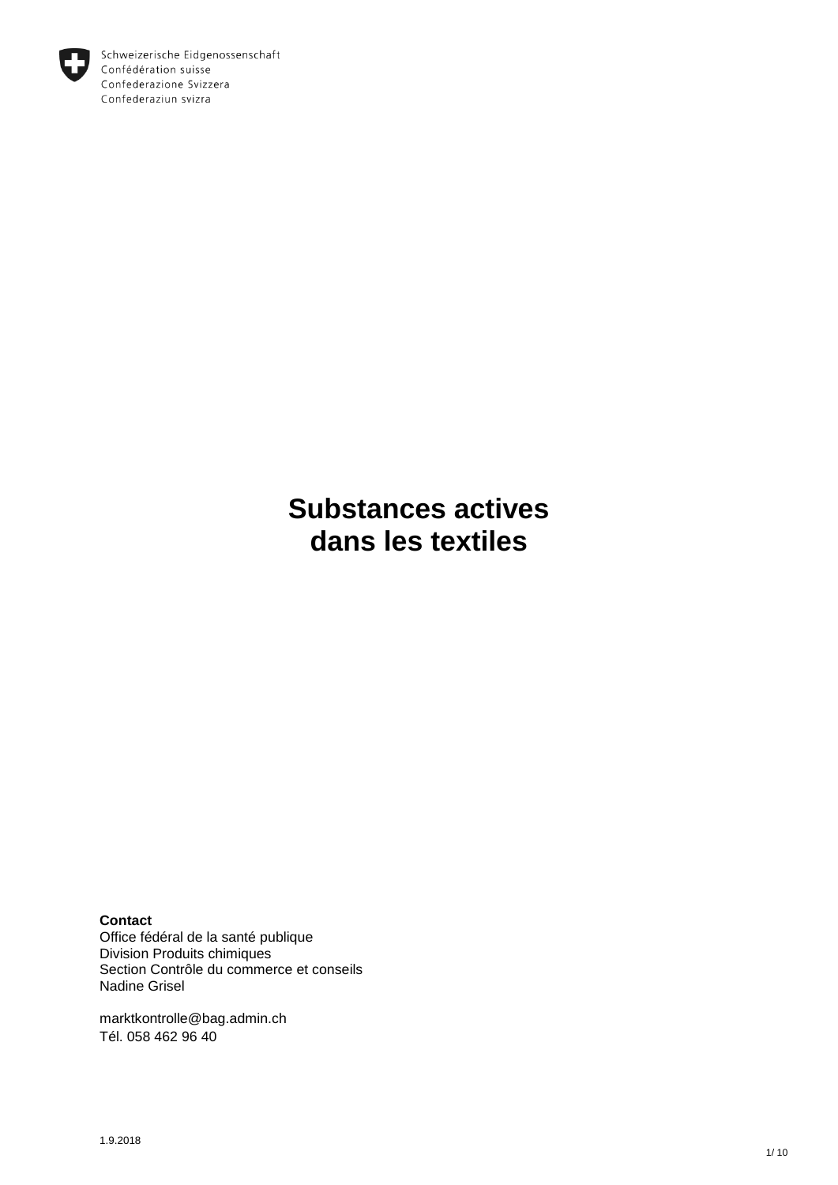Schweizerische Eidgenossenschaft
Confédération suisse
Confederazione Svizzera
Confederaziun svizra

# Substances actives dans les textiles

**Contact**
Office fédéral de la santé publique
Division Produits chimiques
Section Contrôle du commerce et conseils
Nadine Grisel

marktkontrolle@bag.admin.ch
Tél. 058 462 96 40

1.9.2018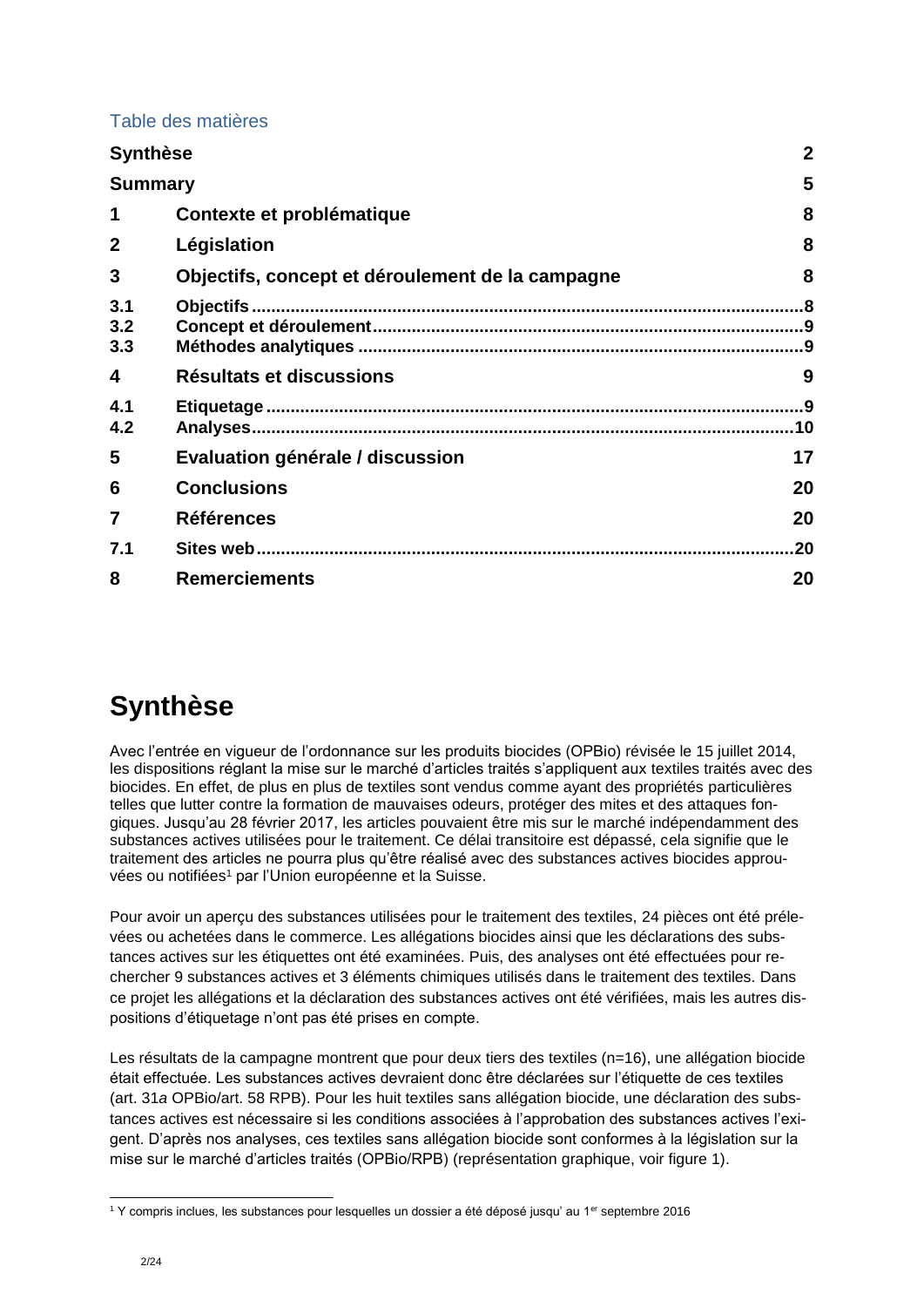Table des matières

| | | |
|---|---|---|
| **Synthèse** | | **2** |
| **Summary** | | **5** |
| **1** | **Contexte et problématique** | **8** |
| **2** | **Législation** | **8** |
| **3** | **Objectifs, concept et déroulement de la campagne** | **8** |
| **3.1** | **Objectifs** | **8** |
| **3.2** | **Concept et déroulement** | **9** |
| **3.3** | **Méthodes analytiques** | **9** |
| **4** | **Résultats et discussions** | **9** |
| **4.1** | **Etiquetage** | **9** |
| **4.2** | **Analyses** | **10** |
| **5** | **Evaluation générale / discussion** | **17** |
| **6** | **Conclusions** | **20** |
| **7** | **Références** | **20** |
| **7.1** | **Sites web** | **20** |
| **8** | **Remerciements** | **20** |

# Synthèse

Avec l'entrée en vigueur de l'ordonnance sur les produits biocides (OPBio) révisée le 15 juillet 2014, les dispositions réglant la mise sur le marché d'articles traités s'appliquent aux textiles traités avec des biocides. En effet, de plus en plus de textiles sont vendus comme ayant des propriétés particulières telles que lutter contre la formation de mauvaises odeurs, protéger des mites et des attaques fongiques. Jusqu'au 28 février 2017, les articles pouvaient être mis sur le marché indépendamment des substances actives utilisées pour le traitement. Ce délai transitoire est dépassé, cela signifie que le traitement des articles ne pourra plus qu'être réalisé avec des substances actives biocides approuvées ou notifiées[1] par l'Union européenne et la Suisse.

Pour avoir un aperçu des substances utilisées pour le traitement des textiles, 24 pièces ont été prélevées ou achetées dans le commerce. Les allégations biocides ainsi que les déclarations des substances actives sur les étiquettes ont été examinées. Puis, des analyses ont été effectuées pour rechercher 9 substances actives et 3 éléments chimiques utilisés dans le traitement des textiles. Dans ce projet les allégations et la déclaration des substances actives ont été vérifiées, mais les autres dispositions d'étiquetage n'ont pas été prises en compte.

Les résultats de la campagne montrent que pour deux tiers des textiles (n=16), une allégation biocide était effectuée. Les substances actives devraient donc être déclarées sur l'étiquette de ces textiles (art. 31*a* OPBio/art. 58 RPB). Pour les huit textiles sans allégation biocide, une déclaration des substances actives est nécessaire si les conditions associées à l'approbation des substances actives l'exigent. D'après nos analyses, ces textiles sans allégation biocide sont conformes à la législation sur la mise sur le marché d'articles traités (OPBio/RPB) (représentation graphique, voir figure 1).

[1] Y compris inclues, les substances pour lesquelles un dossier a été déposé jusqu' au 1er septembre 2016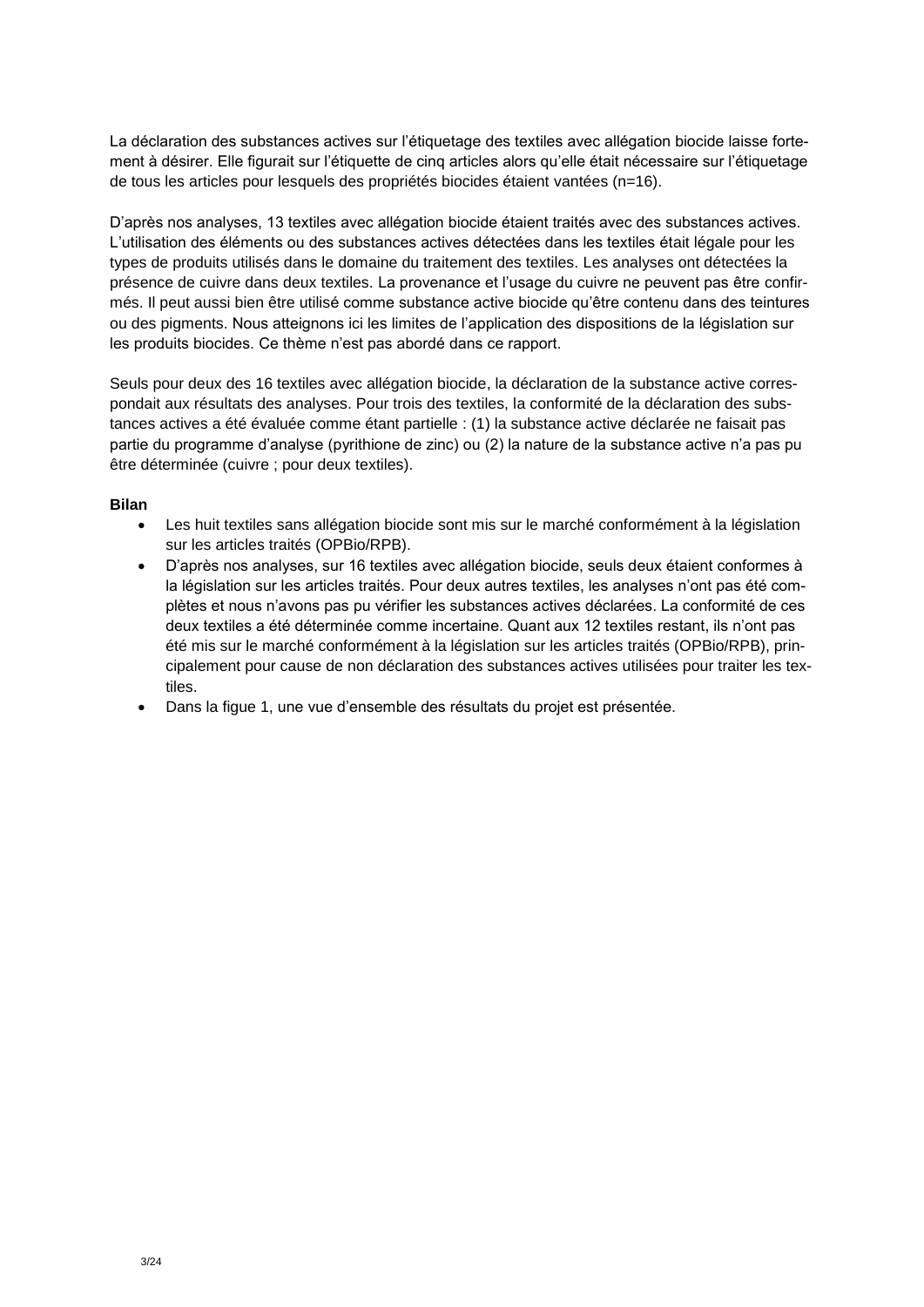La déclaration des substances actives sur l'étiquetage des textiles avec allégation biocide laisse fortement à désirer. Elle figurait sur l'étiquette de cinq articles alors qu'elle était nécessaire sur l'étiquetage de tous les articles pour lesquels des propriétés biocides étaient vantées (n=16).

D'après nos analyses, 13 textiles avec allégation biocide étaient traités avec des substances actives. L'utilisation des éléments ou des substances actives détectées dans les textiles était légale pour les types de produits utilisés dans le domaine du traitement des textiles. Les analyses ont détectées la présence de cuivre dans deux textiles. La provenance et l'usage du cuivre ne peuvent pas être confirmés. Il peut aussi bien être utilisé comme substance active biocide qu'être contenu dans des teintures ou des pigments. Nous atteignons ici les limites de l'application des dispositions de la législation sur les produits biocides. Ce thème n'est pas abordé dans ce rapport.

Seuls pour deux des 16 textiles avec allégation biocide, la déclaration de la substance active correspondait aux résultats des analyses. Pour trois des textiles, la conformité de la déclaration des substances actives a été évaluée comme étant partielle : (1) la substance active déclarée ne faisait pas partie du programme d'analyse (pyrithione de zinc) ou (2) la nature de la substance active n'a pas pu être déterminée (cuivre ; pour deux textiles).

**Bilan**

- Les huit textiles sans allégation biocide sont mis sur le marché conformément à la législation sur les articles traités (OPBio/RPB).
- D'après nos analyses, sur 16 textiles avec allégation biocide, seuls deux étaient conformes à la législation sur les articles traités. Pour deux autres textiles, les analyses n'ont pas été complètes et nous n'avons pas pu vérifier les substances actives déclarées. La conformité de ces deux textiles a été déterminée comme incertaine. Quant aux 12 textiles restant, ils n'ont pas été mis sur le marché conformément à la législation sur les articles traités (OPBio/RPB), principalement pour cause de non déclaration des substances actives utilisées pour traiter les textiles.
- Dans la figue 1, une vue d'ensemble des résultats du projet est présentée.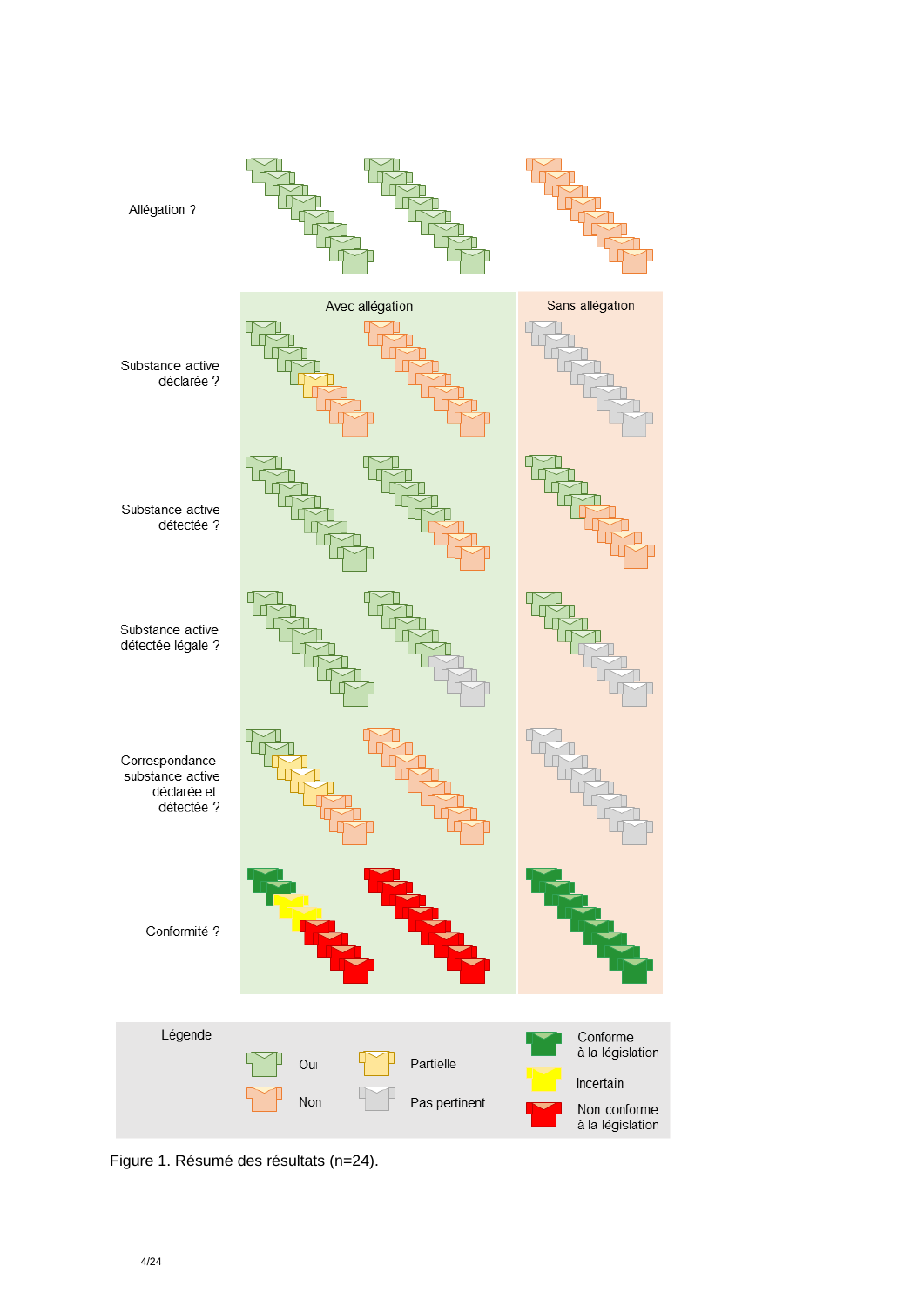Allégation ?

Avec allégation

Sans allégation

Substance active déclarée ?

Substance active détectée ?

Substance active détectée légale ?

Correspondance substance active déclarée et détectée ?

Conformité ?

Légende

Oui

Non

Partielle

Pas pertinent

Conforme à la législation

Incertain

Non conforme à la législation

Figure 1. Résumé des résultats (n=24).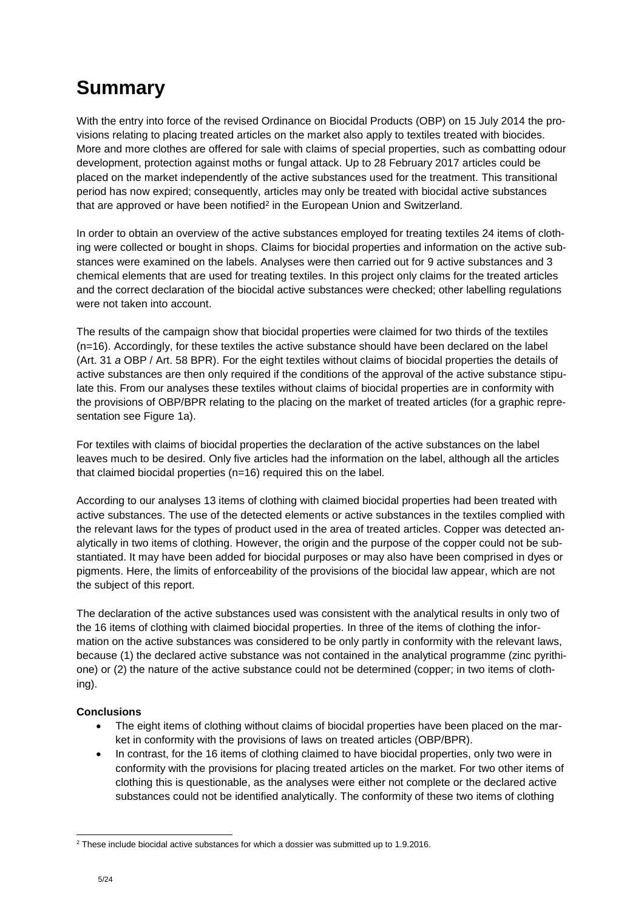# Summary

With the entry into force of the revised Ordinance on Biocidal Products (OBP) on 15 July 2014 the provisions relating to placing treated articles on the market also apply to textiles treated with biocides. More and more clothes are offered for sale with claims of special properties, such as combatting odour development, protection against moths or fungal attack. Up to 28 February 2017 articles could be placed on the market independently of the active substances used for the treatment. This transitional period has now expired; consequently, articles may only be treated with biocidal active substances that are approved or have been notified[2] in the European Union and Switzerland.

In order to obtain an overview of the active substances employed for treating textiles 24 items of clothing were collected or bought in shops. Claims for biocidal properties and information on the active substances were examined on the labels. Analyses were then carried out for 9 active substances and 3 chemical elements that are used for treating textiles. In this project only claims for the treated articles and the correct declaration of the biocidal active substances were checked; other labelling regulations were not taken into account.

The results of the campaign show that biocidal properties were claimed for two thirds of the textiles (n=16). Accordingly, for these textiles the active substance should have been declared on the label (Art. 31 *a* OBP / Art. 58 BPR). For the eight textiles without claims of biocidal properties the details of active substances are then only required if the conditions of the approval of the active substance stipulate this. From our analyses these textiles without claims of biocidal properties are in conformity with the provisions of OBP/BPR relating to the placing on the market of treated articles (for a graphic representation see Figure 1a).

For textiles with claims of biocidal properties the declaration of the active substances on the label leaves much to be desired. Only five articles had the information on the label, although all the articles that claimed biocidal properties (n=16) required this on the label.

According to our analyses 13 items of clothing with claimed biocidal properties had been treated with active substances. The use of the detected elements or active substances in the textiles complied with the relevant laws for the types of product used in the area of treated articles. Copper was detected analytically in two items of clothing. However, the origin and the purpose of the copper could not be substantiated. It may have been added for biocidal purposes or may also have been comprised in dyes or pigments. Here, the limits of enforceability of the provisions of the biocidal law appear, which are not the subject of this report.

The declaration of the active substances used was consistent with the analytical results in only two of the 16 items of clothing with claimed biocidal properties. In three of the items of clothing the information on the active substances was considered to be only partly in conformity with the relevant laws, because (1) the declared active substance was not contained in the analytical programme (zinc pyrithione) or (2) the nature of the active substance could not be determined (copper; in two items of clothing).

**Conclusions**

- The eight items of clothing without claims of biocidal properties have been placed on the market in conformity with the provisions of laws on treated articles (OBP/BPR).
- In contrast, for the 16 items of clothing claimed to have biocidal properties, only two were in conformity with the provisions for placing treated articles on the market. For two other items of clothing this is questionable, as the analyses were either not complete or the declared active substances could not be identified analytically. The conformity of these two items of clothing

[2] These include biocidal active substances for which a dossier was submitted up to 1.9.2016.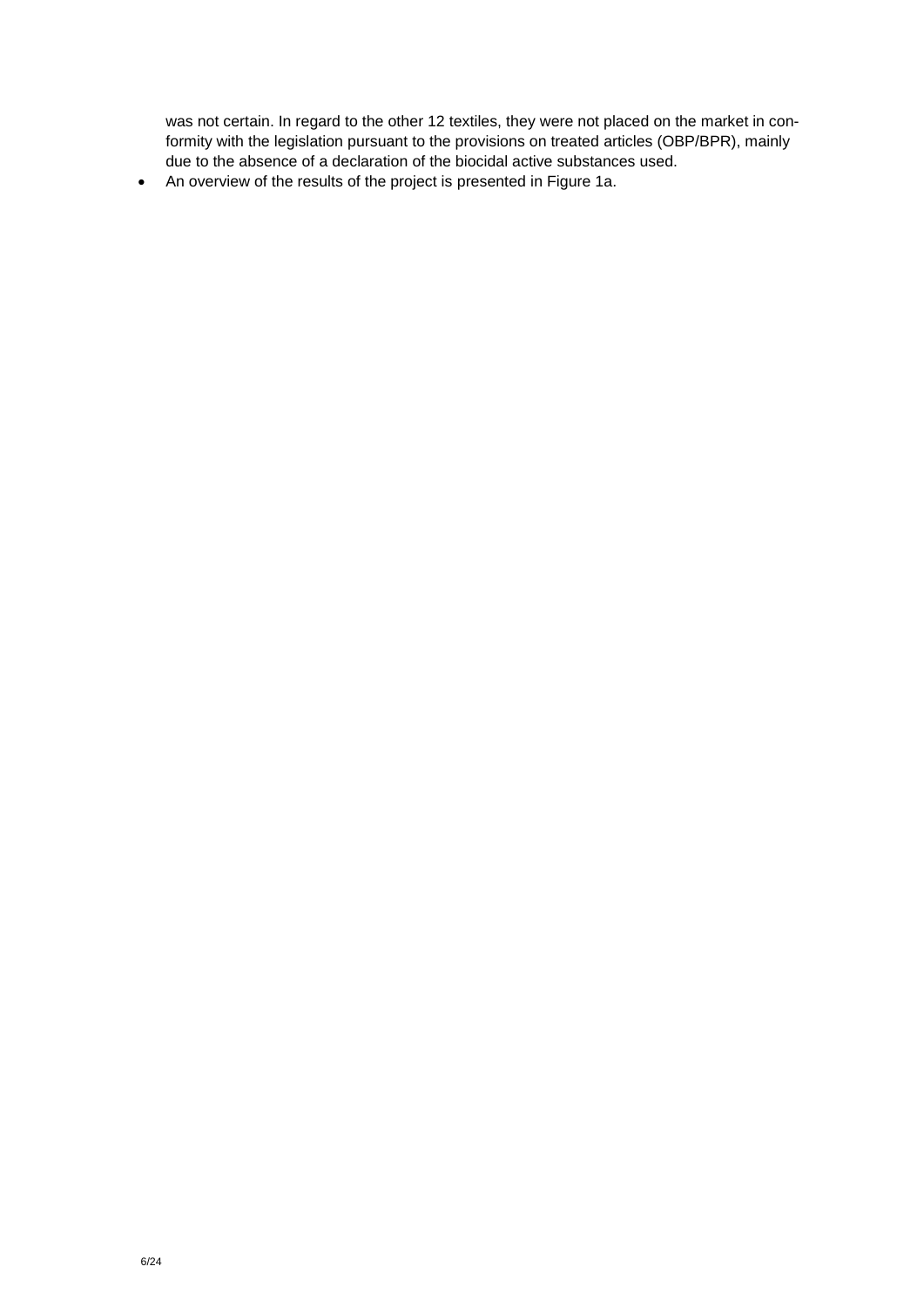was not certain. In regard to the other 12 textiles, they were not placed on the market in conformity with the legislation pursuant to the provisions on treated articles (OBP/BPR), mainly due to the absence of a declaration of the biocidal active substances used.

- An overview of the results of the project is presented in Figure 1a.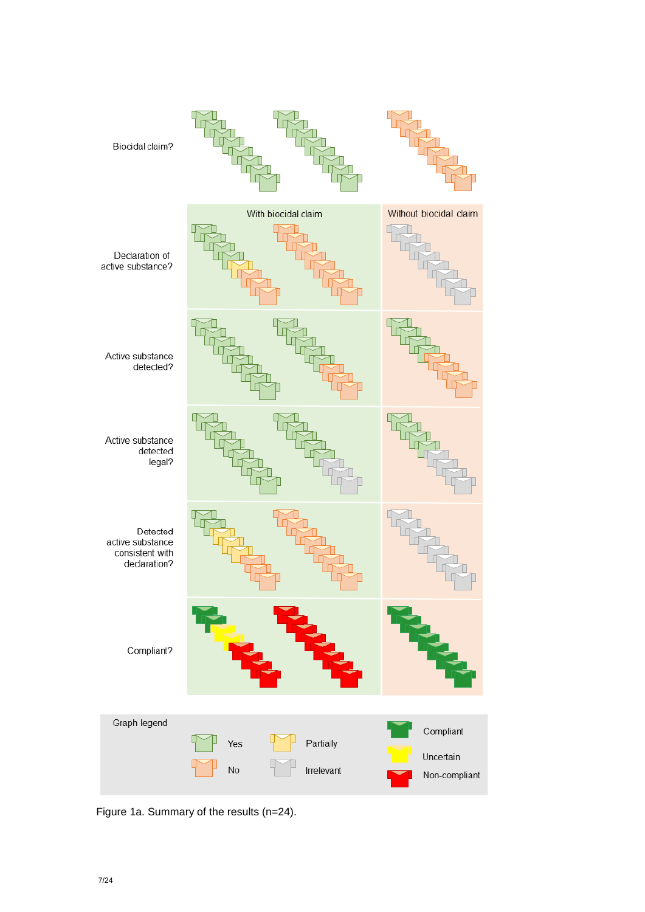Biocidal claim?

With biocidal claim | Without biocidal claim

Declaration of active substance?

Active substance detected?

Active substance detected legal?

Detected active substance consistent with declaration?

Compliant?

Graph legend

Yes | Partially | Compliant
No | Irrelevant | Uncertain
 | | Non-compliant

Figure 1a. Summary of the results (n=24).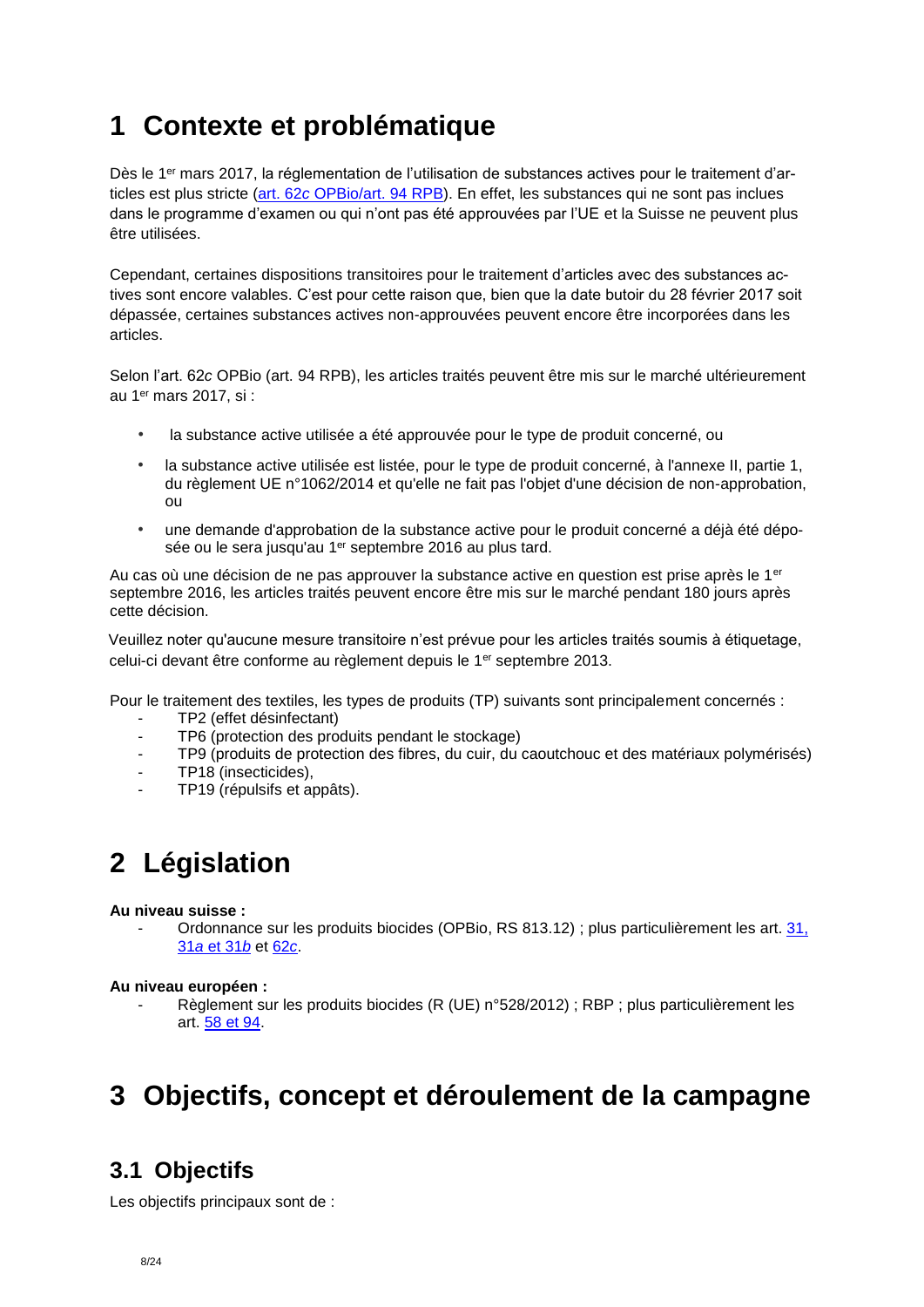# 1 Contexte et problématique

Dès le 1er mars 2017, la réglementation de l'utilisation de substances actives pour le traitement d'articles est plus stricte ([art. 62*c* OPBio/art. 94 RPB](#)). En effet, les substances qui ne sont pas inclues dans le programme d'examen ou qui n'ont pas été approuvées par l'UE et la Suisse ne peuvent plus être utilisées.

Cependant, certaines dispositions transitoires pour le traitement d'articles avec des substances actives sont encore valables. C'est pour cette raison que, bien que la date butoir du 28 février 2017 soit dépassée, certaines substances actives non-approuvées peuvent encore être incorporées dans les articles.

Selon l'art. 62*c* OPBio (art. 94 RPB), les articles traités peuvent être mis sur le marché ultérieurement au 1er mars 2017, si :

- la substance active utilisée a été approuvée pour le type de produit concerné, ou
- la substance active utilisée est listée, pour le type de produit concerné, à l'annexe II, partie 1, du règlement UE n°1062/2014 et qu'elle ne fait pas l'objet d'une décision de non-approbation, ou
- une demande d'approbation de la substance active pour le produit concerné a déjà été déposée ou le sera jusqu'au 1er septembre 2016 au plus tard.

Au cas où une décision de ne pas approuver la substance active en question est prise après le 1er septembre 2016, les articles traités peuvent encore être mis sur le marché pendant 180 jours après cette décision.

Veuillez noter qu'aucune mesure transitoire n'est prévue pour les articles traités soumis à étiquetage, celui-ci devant être conforme au règlement depuis le 1er septembre 2013.

Pour le traitement des textiles, les types de produits (TP) suivants sont principalement concernés :

- TP2 (effet désinfectant)
- TP6 (protection des produits pendant le stockage)
- TP9 (produits de protection des fibres, du cuir, du caoutchouc et des matériaux polymérisés)
- TP18 (insecticides),
- TP19 (répulsifs et appâts).

# 2 Législation

**Au niveau suisse :**

- Ordonnance sur les produits biocides (OPBio, RS 813.12) ; plus particulièrement les art. [31, 31*a* et 31*b*](#) et [62*c*](#).

**Au niveau européen :**

- Règlement sur les produits biocides (R (UE) n°528/2012) ; RBP ; plus particulièrement les art. [58 et 94](#).

# 3 Objectifs, concept et déroulement de la campagne

## 3.1 Objectifs

Les objectifs principaux sont de :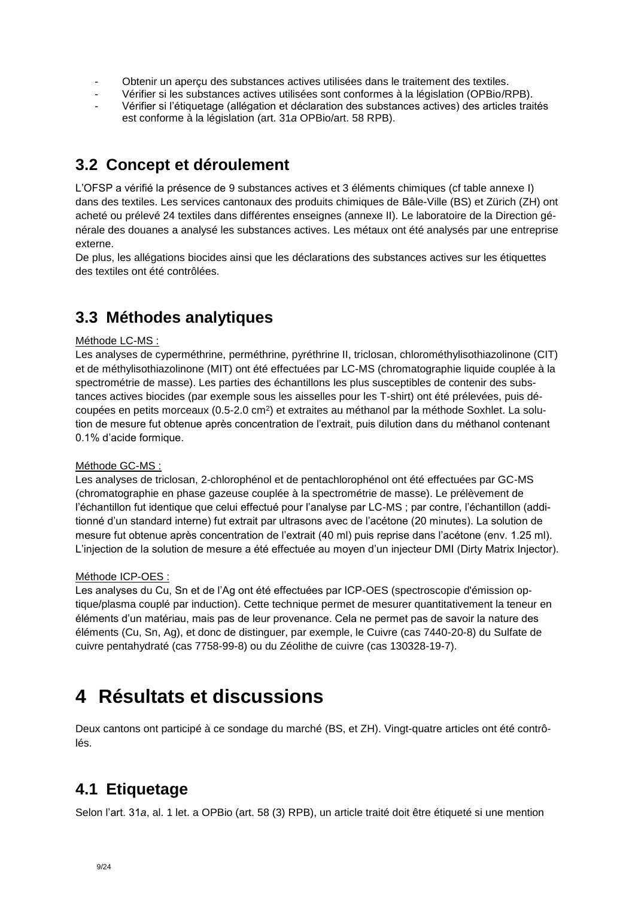- Obtenir un aperçu des substances actives utilisées dans le traitement des textiles.
- Vérifier si les substances actives utilisées sont conformes à la législation (OPBio/RPB).
- Vérifier si l'étiquetage (allégation et déclaration des substances actives) des articles traités est conforme à la législation (art. 31*a* OPBio/art. 58 RPB).

## 3.2 Concept et déroulement

L'OFSP a vérifié la présence de 9 substances actives et 3 éléments chimiques (cf table annexe I) dans des textiles. Les services cantonaux des produits chimiques de Bâle-Ville (BS) et Zürich (ZH) ont acheté ou prélevé 24 textiles dans différentes enseignes (annexe II). Le laboratoire de la Direction générale des douanes a analysé les substances actives. Les métaux ont été analysés par une entreprise externe.
De plus, les allégations biocides ainsi que les déclarations des substances actives sur les étiquettes des textiles ont été contrôlées.

## 3.3 Méthodes analytiques

Méthode LC-MS :
Les analyses de cyperméthrine, perméthrine, pyréthrine II, triclosan, chlorométhylisothiazolinone (CIT) et de méthylisothiazolinone (MIT) ont été effectuées par LC-MS (chromatographie liquide couplée à la spectrométrie de masse). Les parties des échantillons les plus susceptibles de contenir des substances actives biocides (par exemple sous les aisselles pour les T-shirt) ont été prélevées, puis découpées en petits morceaux (0.5-2.0 $cm^2$) et extraites au méthanol par la méthode Soxhlet. La solution de mesure fut obtenue après concentration de l'extrait, puis dilution dans du méthanol contenant 0.1% d'acide formique.

Méthode GC-MS :
Les analyses de triclosan, 2-chlorophénol et de pentachlorophénol ont été effectuées par GC-MS (chromatographie en phase gazeuse couplée à la spectrométrie de masse). Le prélèvement de l'échantillon fut identique que celui effectué pour l'analyse par LC-MS ; par contre, l'échantillon (additionné d'un standard interne) fut extrait par ultrasons avec de l'acétone (20 minutes). La solution de mesure fut obtenue après concentration de l'extrait (40 ml) puis reprise dans l'acétone (env. 1.25 ml). L'injection de la solution de mesure a été effectuée au moyen d'un injecteur DMI (Dirty Matrix Injector).

Méthode ICP-OES :
Les analyses du Cu, Sn et de l'Ag ont été effectuées par ICP-OES (spectroscopie d'émission optique/plasma couplé par induction). Cette technique permet de mesurer quantitativement la teneur en éléments d'un matériau, mais pas de leur provenance. Cela ne permet pas de savoir la nature des éléments (Cu, Sn, Ag), et donc de distinguer, par exemple, le Cuivre (cas 7440-20-8) du Sulfate de cuivre pentahydraté (cas 7758-99-8) ou du Zéolithe de cuivre (cas 130328-19-7).

# 4 Résultats et discussions

Deux cantons ont participé à ce sondage du marché (BS, et ZH). Vingt-quatre articles ont été contrôlés.

## 4.1 Etiquetage

Selon l'art. 31*a*, al. 1 let. a OPBio (art. 58 (3) RPB), un article traité doit être étiqueté si une mention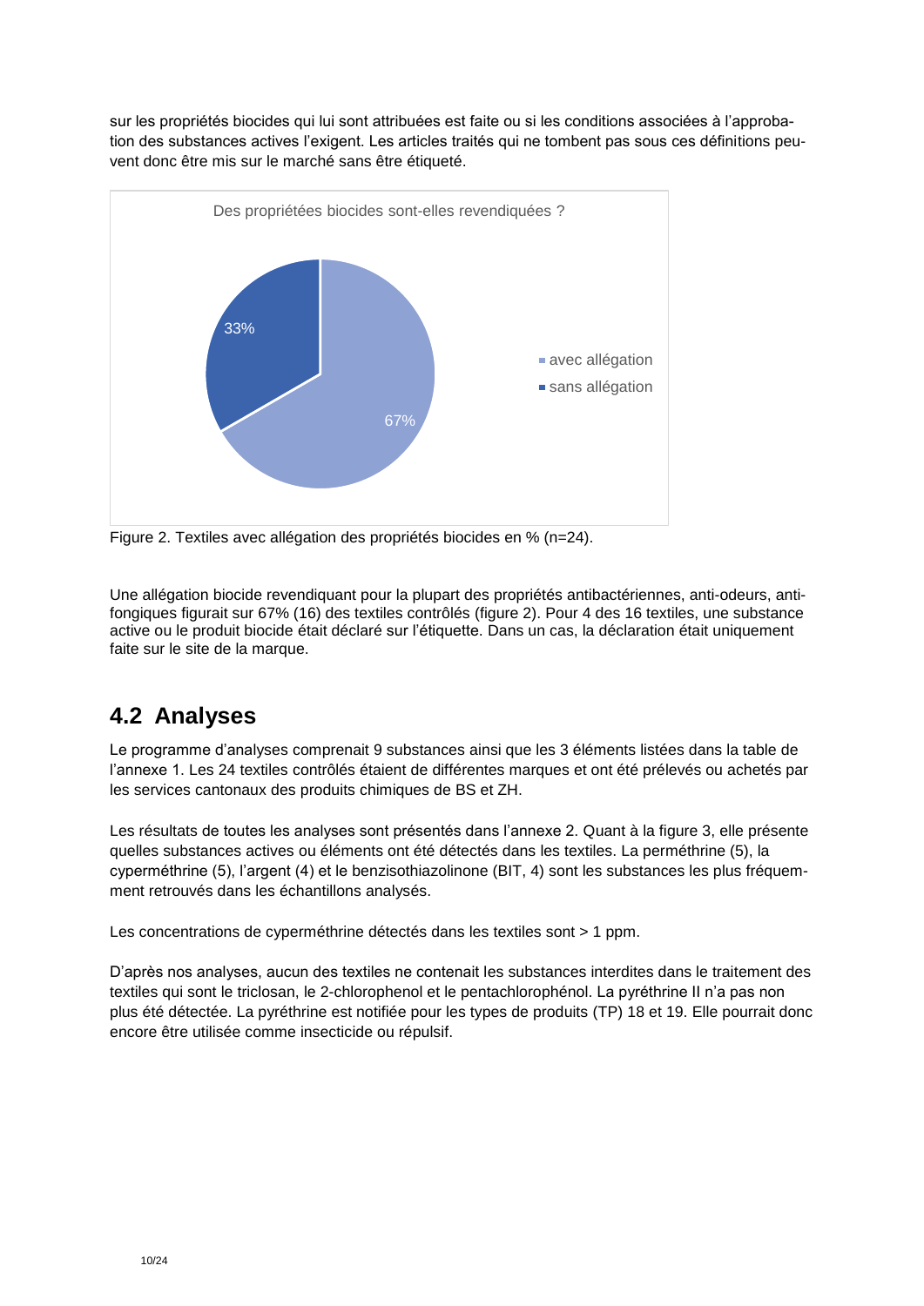sur les propriétés biocides qui lui sont attribuées est faite ou si les conditions associées à l'approbation des substances actives l'exigent. Les articles traités qui ne tombent pas sous ces définitions peuvent donc être mis sur le marché sans être étiqueté.

Figure 2. Textiles avec allégation des propriétés biocides en % (n=24).

Une allégation biocide revendiquant pour la plupart des propriétés antibactériennes, anti-odeurs, anti-fongiques figurait sur 67% (16) des textiles contrôlés (figure 2). Pour 4 des 16 textiles, une substance active ou le produit biocide était déclaré sur l'étiquette. Dans un cas, la déclaration était uniquement faite sur le site de la marque.

## 4.2 Analyses

Le programme d'analyses comprenait 9 substances ainsi que les 3 éléments listées dans la table de l'annexe 1. Les 24 textiles contrôlés étaient de différentes marques et ont été prélevés ou achetés par les services cantonaux des produits chimiques de BS et ZH.

Les résultats de toutes les analyses sont présentés dans l'annexe 2. Quant à la figure 3, elle présente quelles substances actives ou éléments ont été détectés dans les textiles. La perméthrine (5), la cyperméthrine (5), l'argent (4) et le benzisothiazolinone (BIT, 4) sont les substances les plus fréquemment retrouvés dans les échantillons analysés.

Les concentrations de cyperméthrine détectés dans les textiles sont > 1 ppm.

D'après nos analyses, aucun des textiles ne contenait les substances interdites dans le traitement des textiles qui sont le triclosan, le 2-chlorophenol et le pentachlorophénol. La pyréthrine II n'a pas non plus été détectée. La pyréthrine est notifiée pour les types de produits (TP) 18 et 19. Elle pourrait donc encore être utilisée comme insecticide ou répulsif.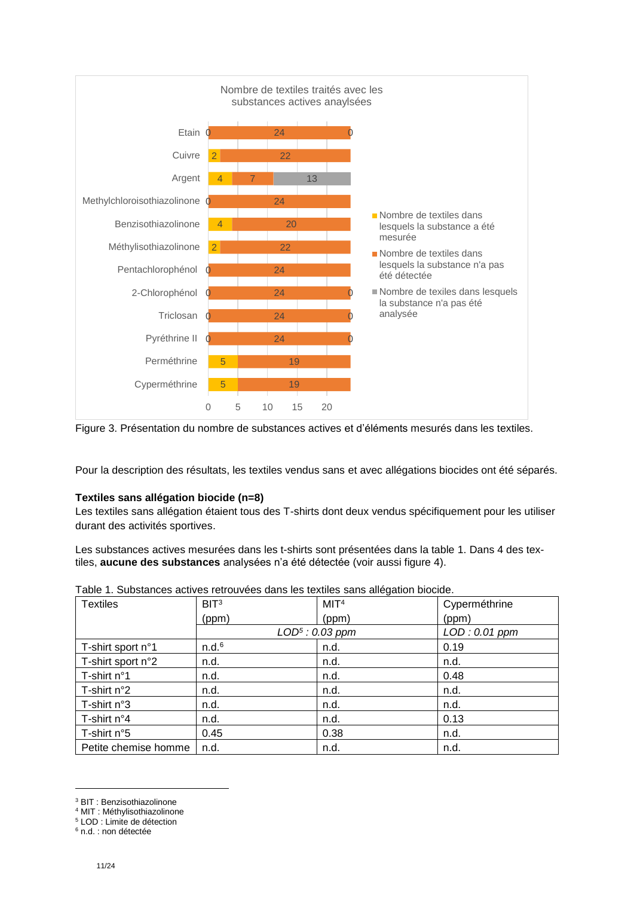Nombre de textiles traités avec les substances actives anaylsées

| Substance | Nombre de textiles dans lesquels la substance a été mesurée | Nombre de textiles dans lesquels la substance n'a pas été détectée | Nombre de texiles dans lesquels la substance n'a pas été analysée |
|---|---|---|---|
| Etain | 0 | 24 | 0 |
| Cuivre | 2 | 22 | |
| Argent | 4 | 7 | 13 |
| Methylchloroisothiazolinone | 0 | 24 | |
| Benzisothiazolinone | 4 | 20 | |
| Méthylisothiazolinone | 2 | 22 | |
| Pentachlorophénol | 0 | 24 | |
| 2-Chlorophénol | 0 | 24 | 0 |
| Triclosan | 0 | 24 | 0 |
| Pyréthrine II | 0 | 24 | 0 |
| Perméthrine | 5 | 19 | |
| Cyperméthrine | 5 | 19 | |

Figure 3. Présentation du nombre de substances actives et d'éléments mesurés dans les textiles.

Pour la description des résultats, les textiles vendus sans et avec allégations biocides ont été séparés.

**Textiles sans allégation biocide (n=8)**

Les textiles sans allégation étaient tous des T-shirts dont deux vendus spécifiquement pour les utiliser durant des activités sportives.

Les substances actives mesurées dans les t-shirts sont présentées dans la table 1. Dans 4 des textiles, **aucune des substances** analysées n'a été détectée (voir aussi figure 4).

Table 1. Substances actives retrouvées dans les textiles sans allégation biocide.

| Textiles | BIT[3] (ppm) | MIT[4] (ppm) | Cyperméthrine (ppm) |
|---|---|---|---|
| | *LOD[5] : 0.03 ppm* | | *LOD : 0.01 ppm* |
| T-shirt sport n°1 | n.d.[6] | n.d. | 0.19 |
| T-shirt sport n°2 | n.d. | n.d. | n.d. |
| T-shirt n°1 | n.d. | n.d. | 0.48 |
| T-shirt n°2 | n.d. | n.d. | n.d. |
| T-shirt n°3 | n.d. | n.d. | n.d. |
| T-shirt n°4 | n.d. | n.d. | 0.13 |
| T-shirt n°5 | 0.45 | 0.38 | n.d. |
| Petite chemise homme | n.d. | n.d. | n.d. |

[3] BIT : Benzisothiazolinone
[4] MIT : Méthylisothiazolinone
[5] LOD : Limite de détection
[6] n.d. : non détectée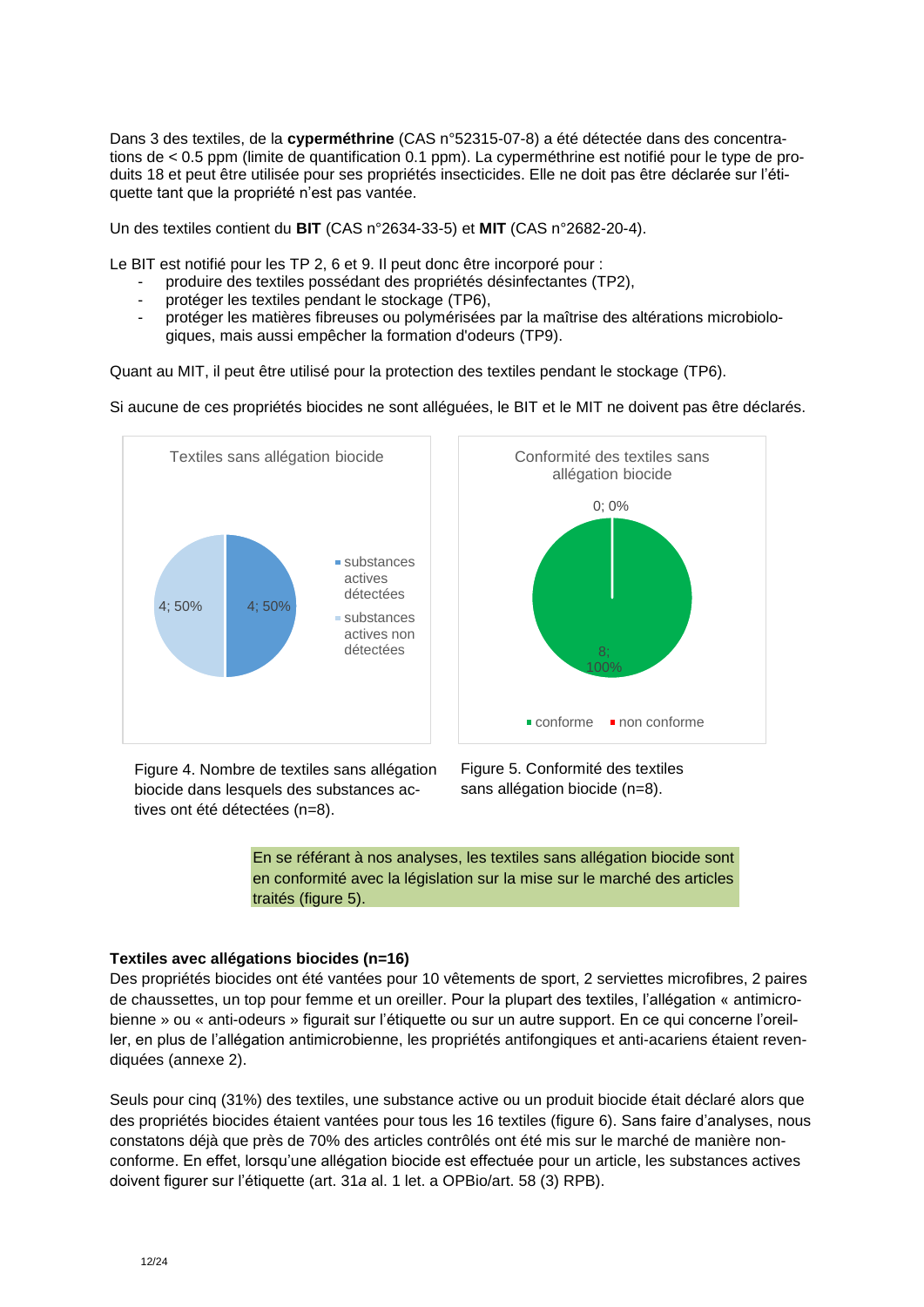Dans 3 des textiles, de la **cyperméthrine** (CAS n°52315-07-8) a été détectée dans des concentrations de < 0.5 ppm (limite de quantification 0.1 ppm). La cyperméthrine est notifié pour le type de produits 18 et peut être utilisée pour ses propriétés insecticides. Elle ne doit pas être déclarée sur l'étiquette tant que la propriété n'est pas vantée.

Un des textiles contient du **BIT** (CAS n°2634-33-5) et **MIT** (CAS n°2682-20-4).

Le BIT est notifié pour les TP 2, 6 et 9. Il peut donc être incorporé pour :

- produire des textiles possédant des propriétés désinfectantes (TP2),
- protéger les textiles pendant le stockage (TP6),
- protéger les matières fibreuses ou polymérisées par la maîtrise des altérations microbiologiques, mais aussi empêcher la formation d'odeurs (TP9).

Quant au MIT, il peut être utilisé pour la protection des textiles pendant le stockage (TP6).

Si aucune de ces propriétés biocides ne sont alléguées, le BIT et le MIT ne doivent pas être déclarés.

Textiles sans allégation biocide

- substances actives détectées: 4; 50%
- substances actives non détectées: 4; 50%

Figure 4. Nombre de textiles sans allégation biocide dans lesquels des substances actives ont été détectées (n=8).

Conformité des textiles sans allégation biocide

- conforme: 8; 100%
- non conforme: 0; 0%

Figure 5. Conformité des textiles sans allégation biocide (n=8).

En se référant à nos analyses, les textiles sans allégation biocide sont en conformité avec la législation sur la mise sur le marché des articles traités (figure 5).

**Textiles avec allégations biocides (n=16)**

Des propriétés biocides ont été vantées pour 10 vêtements de sport, 2 serviettes microfibres, 2 paires de chaussettes, un top pour femme et un oreiller. Pour la plupart des textiles, l'allégation « antimicrobienne » ou « anti-odeurs » figurait sur l'étiquette ou sur un autre support. En ce qui concerne l'oreiller, en plus de l'allégation antimicrobienne, les propriétés antifongiques et anti-acariens étaient revendiquées (annexe 2).

Seuls pour cinq (31%) des textiles, une substance active ou un produit biocide était déclaré alors que des propriétés biocides étaient vantées pour tous les 16 textiles (figure 6). Sans faire d'analyses, nous constatons déjà que près de 70% des articles contrôlés ont été mis sur le marché de manière non-conforme. En effet, lorsqu'une allégation biocide est effectuée pour un article, les substances actives doivent figurer sur l'étiquette (art. 31*a* al. 1 let. a OPBio/art. 58 (3) RPB).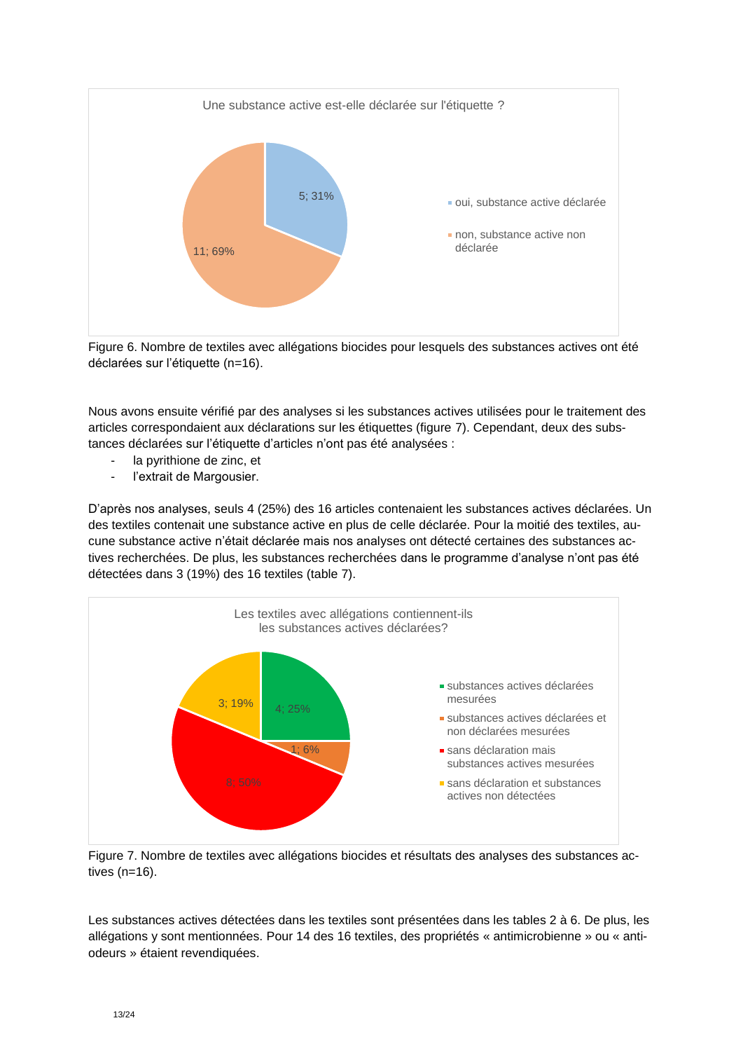Figure 6. Nombre de textiles avec allégations biocides pour lesquels des substances actives ont été déclarées sur l'étiquette (n=16).

Nous avons ensuite vérifié par des analyses si les substances actives utilisées pour le traitement des articles correspondaient aux déclarations sur les étiquettes (figure 7). Cependant, deux des substances déclarées sur l'étiquette d'articles n'ont pas été analysées :

- la pyrithione de zinc, et
- l'extrait de Margousier.

D'après nos analyses, seuls 4 (25%) des 16 articles contenaient les substances actives déclarées. Un des textiles contenait une substance active en plus de celle déclarée. Pour la moitié des textiles, aucune substance active n'était déclarée mais nos analyses ont détecté certaines des substances actives recherchées. De plus, les substances recherchées dans le programme d'analyse n'ont pas été détectées dans 3 (19%) des 16 textiles (table 7).

Figure 7. Nombre de textiles avec allégations biocides et résultats des analyses des substances actives (n=16).

Les substances actives détectées dans les textiles sont présentées dans les tables 2 à 6. De plus, les allégations y sont mentionnées. Pour 14 des 16 textiles, des propriétés « antimicrobienne » ou « anti-odeurs » étaient revendiquées.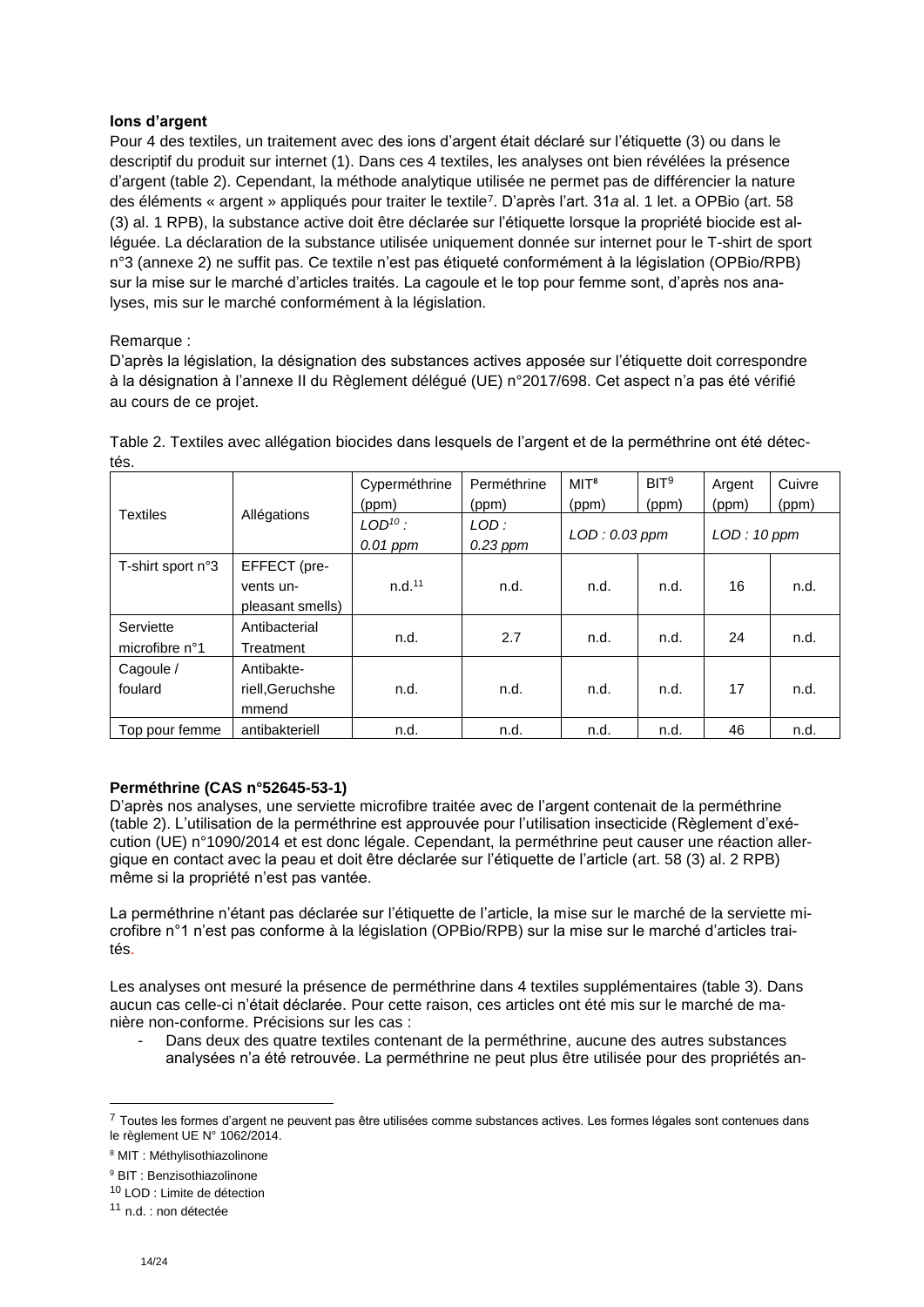**Ions d'argent**

Pour 4 des textiles, un traitement avec des ions d'argent était déclaré sur l'étiquette (3) ou dans le descriptif du produit sur internet (1). Dans ces 4 textiles, les analyses ont bien révélées la présence d'argent (table 2). Cependant, la méthode analytique utilisée ne permet pas de différencier la nature des éléments « argent » appliqués pour traiter le textile[7]. D'après l'art. 31*a* al. 1 let. a OPBio (art. 58 (3) al. 1 RPB), la substance active doit être déclarée sur l'étiquette lorsque la propriété biocide est alléguée. La déclaration de la substance utilisée uniquement donnée sur internet pour le T-shirt de sport n°3 (annexe 2) ne suffit pas. Ce textile n'est pas étiqueté conformément à la législation (OPBio/RPB) sur la mise sur le marché d'articles traités. La cagoule et le top pour femme sont, d'après nos analyses, mis sur le marché conformément à la législation.

Remarque :

D'après la législation, la désignation des substances actives apposée sur l'étiquette doit correspondre à la désignation à l'annexe II du Règlement délégué (UE) n°2017/698. Cet aspect n'a pas été vérifié au cours de ce projet.

Table 2. Textiles avec allégation biocides dans lesquels de l'argent et de la perméthrine ont été détectés.

| Textiles | Allégations | Cyperméthrine (ppm) | Perméthrine (ppm) | MIT[8] (ppm) | BIT[9] (ppm) | Argent (ppm) | Cuivre (ppm) |
|---|---|---|---|---|---|---|---|
| | | *LOD[10] : 0.01 ppm* | *LOD : 0.23 ppm* | *LOD : 0.03 ppm* | | *LOD : 10 ppm* | |
| T-shirt sport n°3 | EFFECT (prevents unpleasant smells) | n.d.[11] | n.d. | n.d. | n.d. | 16 | n.d. |
| Serviette microfibre n°1 | Antibacterial Treatment | n.d. | 2.7 | n.d. | n.d. | 24 | n.d. |
| Cagoule / foulard | Antibakteriell,Geruchshemmend | n.d. | n.d. | n.d. | n.d. | 17 | n.d. |
| Top pour femme | antibakteriell | n.d. | n.d. | n.d. | n.d. | 46 | n.d. |

**Perméthrine (CAS n°52645-53-1)**

D'après nos analyses, une serviette microfibre traitée avec de l'argent contenait de la perméthrine (table 2). L'utilisation de la perméthrine est approuvée pour l'utilisation insecticide (Règlement d'exécution (UE) n°1090/2014 et est donc légale. Cependant, la perméthrine peut causer une réaction allergique en contact avec la peau et doit être déclarée sur l'étiquette de l'article (art. 58 (3) al. 2 RPB) même si la propriété n'est pas vantée.

La perméthrine n'étant pas déclarée sur l'étiquette de l'article, la mise sur le marché de la serviette microfibre n°1 n'est pas conforme à la législation (OPBio/RPB) sur la mise sur le marché d'articles traités.

Les analyses ont mesuré la présence de perméthrine dans 4 textiles supplémentaires (table 3). Dans aucun cas celle-ci n'était déclarée. Pour cette raison, ces articles ont été mis sur le marché de manière non-conforme. Précisions sur les cas :

- Dans deux des quatre textiles contenant de la perméthrine, aucune des autres substances analysées n'a été retrouvée. La perméthrine ne peut plus être utilisée pour des propriétés an-

[7] Toutes les formes d'argent ne peuvent pas être utilisées comme substances actives. Les formes légales sont contenues dans le règlement UE N° 1062/2014.

[8] MIT : Méthylisothiazolinone

[9] BIT : Benzisothiazolinone

[10] LOD : Limite de détection

[11] n.d. : non détectée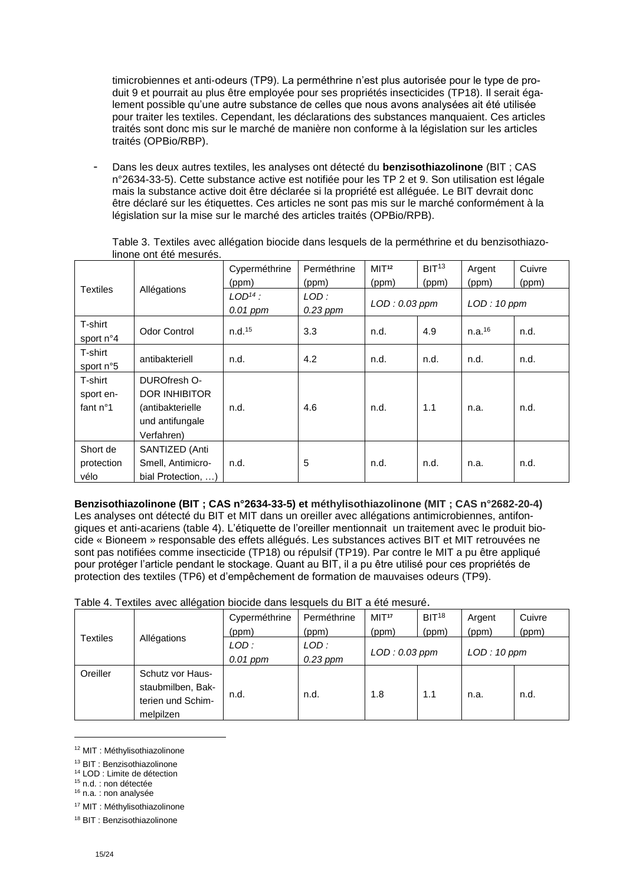timicrobiennes et anti-odeurs (TP9). La perméthrine n'est plus autorisée pour le type de produit 9 et pourrait au plus être employée pour ses propriétés insecticides (TP18). Il serait également possible qu'une autre substance de celles que nous avons analysées ait été utilisée pour traiter les textiles. Cependant, les déclarations des substances manquaient. Ces articles traités sont donc mis sur le marché de manière non conforme à la législation sur les articles traités (OPBio/RBP).

- Dans les deux autres textiles, les analyses ont détecté du **benzisothiazolinone** (BIT ; CAS n°2634-33-5). Cette substance active est notifiée pour les TP 2 et 9. Son utilisation est légale mais la substance active doit être déclarée si la propriété est alléguée. Le BIT devrait donc être déclaré sur les étiquettes. Ces articles ne sont pas mis sur le marché conformément à la législation sur la mise sur le marché des articles traités (OPBio/RPB).

Table 3. Textiles avec allégation biocide dans lesquels de la perméthrine et du benzisothiazolinone ont été mesurés.

| Textiles | Allégations | Cyperméthrine (ppm) | Perméthrine (ppm) | MIT[12] (ppm) | BIT[13] (ppm) | Argent (ppm) | Cuivre (ppm) |
|---|---|---|---|---|---|---|---|
| | | *LOD[14] : 0.01 ppm* | *LOD : 0.23 ppm* | *LOD : 0.03 ppm* | | *LOD : 10 ppm* | |
| T-shirt sport n°4 | Odor Control | n.d.[15] | 3.3 | n.d. | 4.9 | n.a.[16] | n.d. |
| T-shirt sport n°5 | antibakteriell | n.d. | 4.2 | n.d. | n.d. | n.d. | n.d. |
| T-shirt sport enfant n°1 | DUROfresh ODOR INHIBITOR (antibakterielle und antifungale Verfahren) | n.d. | 4.6 | n.d. | 1.1 | n.a. | n.d. |
| Short de protection vélo | SANTIZED (Anti Smell, Antimicrobial Protection, …) | n.d. | 5 | n.d. | n.d. | n.a. | n.d. |

**Benzisothiazolinone (BIT ; CAS n°2634-33-5) et méthylisothiazolinone (MIT ; CAS n°2682-20-4)**
Les analyses ont détecté du BIT et MIT dans un oreiller avec allégations antimicrobiennes, antifongiques et anti-acariens (table 4). L'étiquette de l'oreiller mentionnait un traitement avec le produit biocide « Bioneem » responsable des effets allégués. Les substances actives BIT et MIT retrouvées ne sont pas notifiées comme insecticide (TP18) ou répulsif (TP19). Par contre le MIT a pu être appliqué pour protéger l'article pendant le stockage. Quant au BIT, il a pu être utilisé pour ces propriétés de protection des textiles (TP6) et d'empêchement de formation de mauvaises odeurs (TP9).

Table 4. Textiles avec allégation biocide dans lesquels du BIT a été mesuré.

| Textiles | Allégations | Cyperméthrine (ppm) | Perméthrine (ppm) | MIT[17] (ppm) | BIT[18] (ppm) | Argent (ppm) | Cuivre (ppm) |
|---|---|---|---|---|---|---|---|
| | | *LOD : 0.01 ppm* | *LOD : 0.23 ppm* | *LOD : 0.03 ppm* | | *LOD : 10 ppm* | |
| Oreiller | Schutz vor Hausstaubmilben, Bakterien und Schimmelpilzen | n.d. | n.d. | 1.8 | 1.1 | n.a. | n.d. |

[12] MIT : Méthylisothiazolinone

[13] BIT : Benzisothiazolinone

[14] LOD : Limite de détection

[15] n.d. : non détectée

[16] n.a. : non analysée

[17] MIT : Méthylisothiazolinone

[18] BIT : Benzisothiazolinone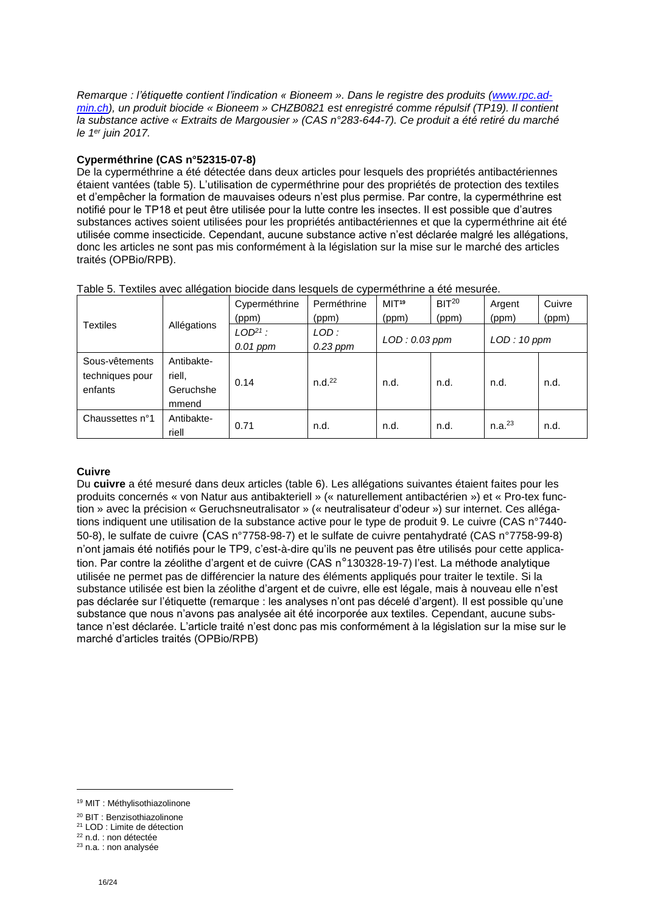*Remarque : l'étiquette contient l'indication « Bioneem ». Dans le registre des produits ([www.rpc.admin.ch](www.rpc.admin.ch)), un produit biocide « Bioneem » CHZB0821 est enregistré comme répulsif (TP19). Il contient la substance active « Extraits de Margousier » (CAS n°283-644-7). Ce produit a été retiré du marché le 1er juin 2017.*

**Cyperméthrine (CAS n°52315-07-8)**

De la cyperméthrine a été détectée dans deux articles pour lesquels des propriétés antibactériennes étaient vantées (table 5). L'utilisation de cyperméthrine pour des propriétés de protection des textiles et d'empêcher la formation de mauvaises odeurs n'est plus permise. Par contre, la cyperméthrine est notifié pour le TP18 et peut être utilisée pour la lutte contre les insectes. Il est possible que d'autres substances actives soient utilisées pour les propriétés antibactériennes et que la cyperméthrine ait été utilisée comme insecticide. Cependant, aucune substance active n'est déclarée malgré les allégations, donc les articles ne sont pas mis conformément à la législation sur la mise sur le marché des articles traités (OPBio/RPB).

Table 5. Textiles avec allégation biocide dans lesquels de cyperméthrine a été mesurée.

| Textiles | Allégations | Cyperméthrine (ppm) | Perméthrine (ppm) | MIT[19] (ppm) | BIT[20] (ppm) | Argent (ppm) | Cuivre (ppm) |
|---|---|---|---|---|---|---|---|
| | | *LOD[21] : 0.01 ppm* | *LOD : 0.23 ppm* | *LOD : 0.03 ppm* | | *LOD : 10 ppm* | |
| Sous-vêtements techniques pour enfants | Antibakteriell, Geruchshemmend | 0.14 | n.d.[22] | n.d. | n.d. | n.d. | n.d. |
| Chaussettes n°1 | Antibakteriell | 0.71 | n.d. | n.d. | n.d. | n.a.[23] | n.d. |

**Cuivre**

Du **cuivre** a été mesuré dans deux articles (table 6). Les allégations suivantes étaient faites pour les produits concernés « von Natur aus antibakteriell » (« naturellement antibactérien ») et « Pro-tex function » avec la précision « Geruchsneutralisator » (« neutralisateur d'odeur ») sur internet. Ces allégations indiquent une utilisation de la substance active pour le type de produit 9. Le cuivre (CAS n°7440-50-8), le sulfate de cuivre (CAS n°7758-98-7) et le sulfate de cuivre pentahydraté (CAS n°7758-99-8) n'ont jamais été notifiés pour le TP9, c'est-à-dire qu'ils ne peuvent pas être utilisés pour cette application. Par contre la zéolithe d'argent et de cuivre (CAS n°130328-19-7) l'est. La méthode analytique utilisée ne permet pas de différencier la nature des éléments appliqués pour traiter le textile. Si la substance utilisée est bien la zéolithe d'argent et de cuivre, elle est légale, mais à nouveau elle n'est pas déclarée sur l'étiquette (remarque : les analyses n'ont pas décelé d'argent). Il est possible qu'une substance que nous n'avons pas analysée ait été incorporée aux textiles. Cependant, aucune substance n'est déclarée. L'article traité n'est donc pas mis conformément à la législation sur la mise sur le marché d'articles traités (OPBio/RPB)

---

[19] MIT : Méthylisothiazolinone

[20] BIT : Benzisothiazolinone

[21] LOD : Limite de détection

[22] n.d. : non détectée

[23] n.a. : non analysée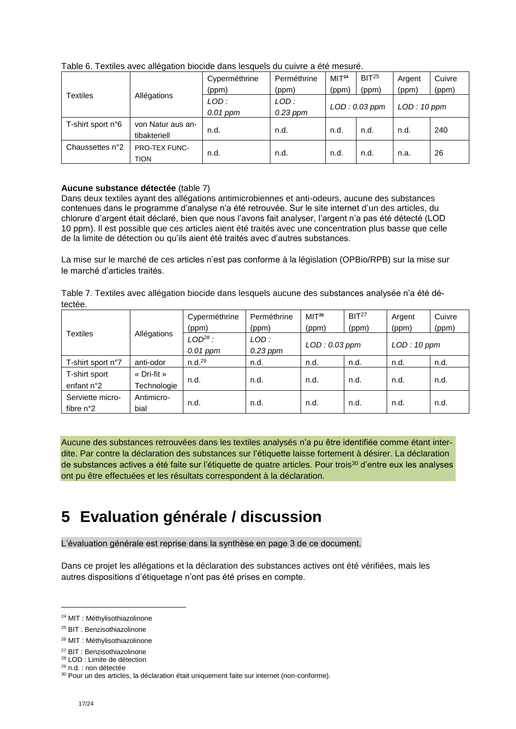Table 6. Textiles avec allégation biocide dans lesquels du cuivre a été mesuré.

| Textiles | Allégations | Cyperméthrine (ppm) | Perméthrine (ppm) | MIT[24] (ppm) | BIT[25] (ppm) | Argent (ppm) | Cuivre (ppm) |
|---|---|---|---|---|---|---|---|
| | | *LOD : 0.01 ppm* | *LOD : 0.23 ppm* | *LOD : 0.03 ppm* | | *LOD : 10 ppm* | |
| T-shirt sport n°6 | von Natur aus antibakteriell | n.d. | n.d. | n.d. | n.d. | n.d. | 240 |
| Chaussettes n°2 | PRO-TEX FUNCTION | n.d. | n.d. | n.d. | n.d. | n.a. | 26 |

**Aucune substance détectée** (table 7)
Dans deux textiles ayant des allégations antimicrobiennes et anti-odeurs, aucune des substances contenues dans le programme d'analyse n'a été retrouvée. Sur le site internet d'un des articles, du chlorure d'argent était déclaré, bien que nous l'avons fait analyser, l'argent n'a pas été détecté (LOD 10 ppm). Il est possible que ces articles aient été traités avec une concentration plus basse que celle de la limite de détection ou qu'ils aient été traités avec d'autres substances.

La mise sur le marché de ces articles n'est pas conforme à la législation (OPBio/RPB) sur la mise sur le marché d'articles traités.

Table 7. Textiles avec allégation biocide dans lesquels aucune des substances analysée n'a été détectée.

| Textiles | Allégations | Cyperméthrine (ppm) | Perméthrine (ppm) | MIT[26] (ppm) | BIT[27] (ppm) | Argent (ppm) | Cuivre (ppm) |
|---|---|---|---|---|---|---|---|
| | | *LOD[28] : 0.01 ppm* | *LOD : 0.23 ppm* | *LOD : 0.03 ppm* | | *LOD : 10 ppm* | |
| T-shirt sport n°7 | anti-odor | n.d.[29] | n.d. | n.d. | n.d. | n.d. | n.d. |
| T-shirt sport enfant n°2 | « Dri-fit » Technologie | n.d. | n.d. | n.d. | n.d. | n.d. | n.d. |
| Serviette microfibre n°2 | Antimicrobial | n.d. | n.d. | n.d. | n.d. | n.d. | n.d. |

Aucune des substances retrouvées dans les textiles analysés n'a pu être identifiée comme étant interdite. Par contre la déclaration des substances sur l'étiquette laisse fortement à désirer. La déclaration de substances actives a été faite sur l'étiquette de quatre articles. Pour trois[30] d'entre eux les analyses ont pu être effectuées et les résultats correspondent à la déclaration.

# 5 Evaluation générale / discussion

L'évaluation générale est reprise dans la synthèse en page 3 de ce document.

Dans ce projet les allégations et la déclaration des substances actives ont été vérifiées, mais les autres dispositions d'étiquetage n'ont pas été prises en compte.

---

[24] MIT : Méthylisothiazolinone

[25] BIT : Benzisothiazolinone

[26] MIT : Méthylisothiazolinone

[27] BIT : Benzisothiazolinone

[28] LOD : Limite de détection

[29] n.d. : non détectée

[30] Pour un des articles, la déclaration était uniquement faite sur internet (non-conforme).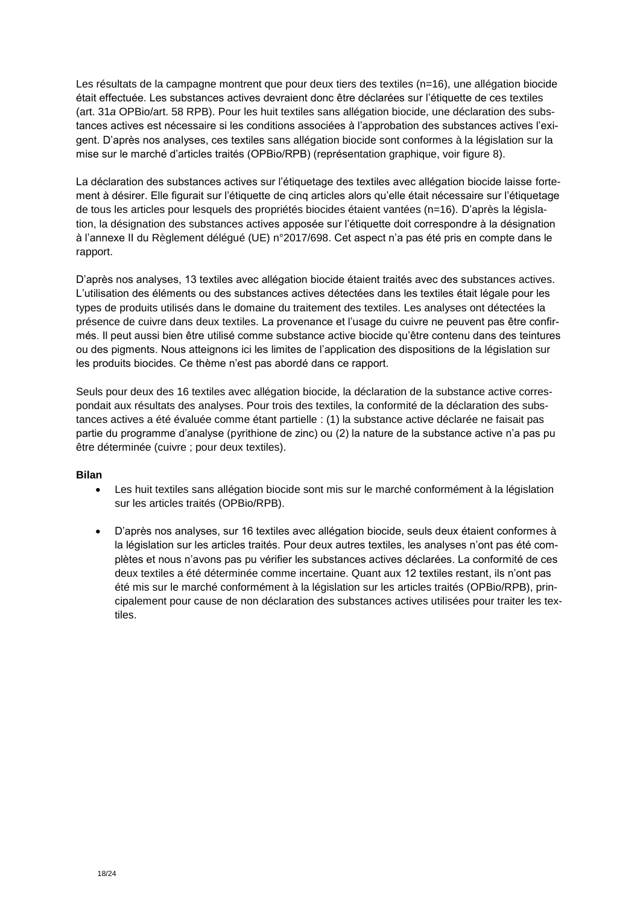Les résultats de la campagne montrent que pour deux tiers des textiles (n=16), une allégation biocide était effectuée. Les substances actives devraient donc être déclarées sur l'étiquette de ces textiles (art. 31*a* OPBio/art. 58 RPB). Pour les huit textiles sans allégation biocide, une déclaration des substances actives est nécessaire si les conditions associées à l'approbation des substances actives l'exigent. D'après nos analyses, ces textiles sans allégation biocide sont conformes à la législation sur la mise sur le marché d'articles traités (OPBio/RPB) (représentation graphique, voir figure 8).

La déclaration des substances actives sur l'étiquetage des textiles avec allégation biocide laisse fortement à désirer. Elle figurait sur l'étiquette de cinq articles alors qu'elle était nécessaire sur l'étiquetage de tous les articles pour lesquels des propriétés biocides étaient vantées (n=16). D'après la législation, la désignation des substances actives apposée sur l'étiquette doit correspondre à la désignation à l'annexe II du Règlement délégué (UE) n°2017/698. Cet aspect n'a pas été pris en compte dans le rapport.

D'après nos analyses, 13 textiles avec allégation biocide étaient traités avec des substances actives. L'utilisation des éléments ou des substances actives détectées dans les textiles était légale pour les types de produits utilisés dans le domaine du traitement des textiles. Les analyses ont détectées la présence de cuivre dans deux textiles. La provenance et l'usage du cuivre ne peuvent pas être confirmés. Il peut aussi bien être utilisé comme substance active biocide qu'être contenu dans des teintures ou des pigments. Nous atteignons ici les limites de l'application des dispositions de la législation sur les produits biocides. Ce thème n'est pas abordé dans ce rapport.

Seuls pour deux des 16 textiles avec allégation biocide, la déclaration de la substance active correspondait aux résultats des analyses. Pour trois des textiles, la conformité de la déclaration des substances actives a été évaluée comme étant partielle : (1) la substance active déclarée ne faisait pas partie du programme d'analyse (pyrithione de zinc) ou (2) la nature de la substance active n'a pas pu être déterminée (cuivre ; pour deux textiles).

**Bilan**

- Les huit textiles sans allégation biocide sont mis sur le marché conformément à la législation sur les articles traités (OPBio/RPB).

- D'après nos analyses, sur 16 textiles avec allégation biocide, seuls deux étaient conformes à la législation sur les articles traités. Pour deux autres textiles, les analyses n'ont pas été complètes et nous n'avons pas pu vérifier les substances actives déclarées. La conformité de ces deux textiles a été déterminée comme incertaine. Quant aux 12 textiles restant, ils n'ont pas été mis sur le marché conformément à la législation sur les articles traités (OPBio/RPB), principalement pour cause de non déclaration des substances actives utilisées pour traiter les textiles.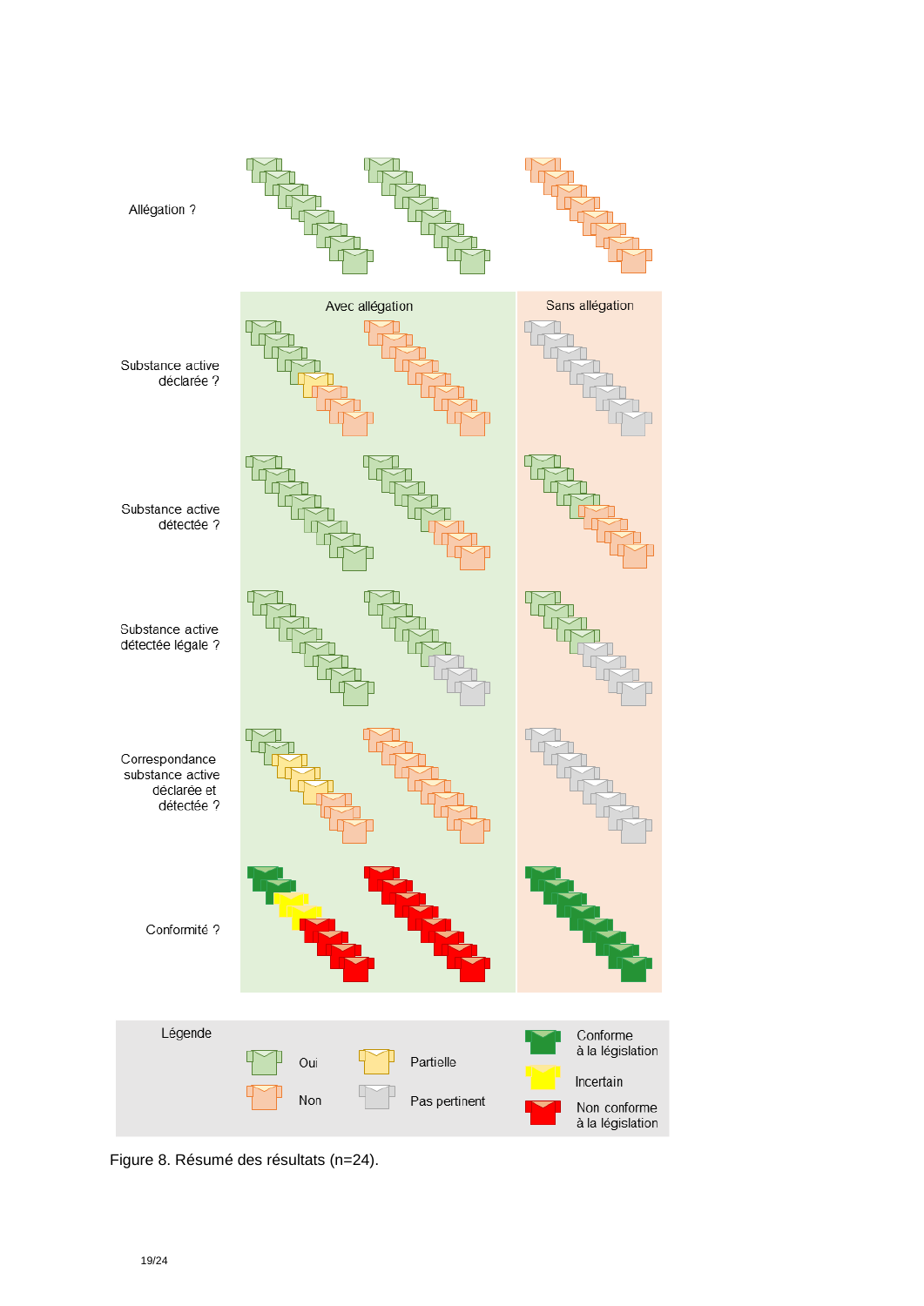Allégation ?

Avec allégation | Sans allégation

Substance active déclarée ?

Substance active détectée ?

Substance active détectée légale ?

Correspondance substance active déclarée et détectée ?

Conformité ?

Légende

Oui

Non

Partielle

Pas pertinent

Conforme à la législation

Incertain

Non conforme à la législation

Figure 8. Résumé des résultats (n=24).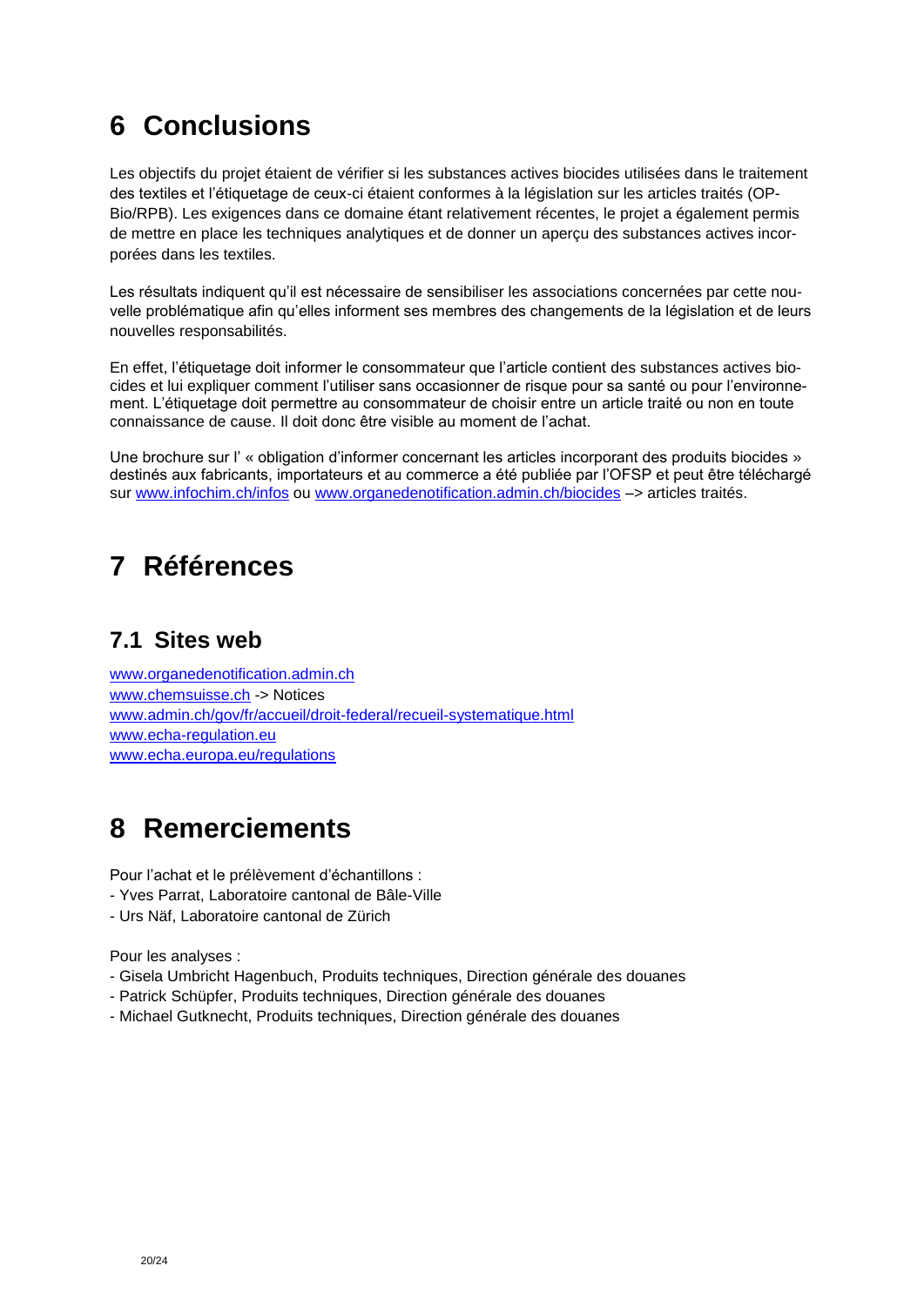# 6 Conclusions

Les objectifs du projet étaient de vérifier si les substances actives biocides utilisées dans le traitement des textiles et l'étiquetage de ceux-ci étaient conformes à la législation sur les articles traités (OP-Bio/RPB). Les exigences dans ce domaine étant relativement récentes, le projet a également permis de mettre en place les techniques analytiques et de donner un aperçu des substances actives incorporées dans les textiles.

Les résultats indiquent qu'il est nécessaire de sensibiliser les associations concernées par cette nouvelle problématique afin qu'elles informent ses membres des changements de la législation et de leurs nouvelles responsabilités.

En effet, l'étiquetage doit informer le consommateur que l'article contient des substances actives biocides et lui expliquer comment l'utiliser sans occasionner de risque pour sa santé ou pour l'environnement. L'étiquetage doit permettre au consommateur de choisir entre un article traité ou non en toute connaissance de cause. Il doit donc être visible au moment de l'achat.

Une brochure sur l' « obligation d'informer concernant les articles incorporant des produits biocides » destinés aux fabricants, importateurs et au commerce a été publiée par l'OFSP et peut être téléchargé sur www.infochim.ch/infos ou www.organedenotification.admin.ch/biocides –> articles traités.

# 7 Références

## 7.1 Sites web

www.organedenotification.admin.ch
www.chemsuisse.ch -> Notices
www.admin.ch/gov/fr/accueil/droit-federal/recueil-systematique.html
www.echa-regulation.eu
www.echa.europa.eu/regulations

# 8 Remerciements

Pour l'achat et le prélèvement d'échantillons :
- Yves Parrat, Laboratoire cantonal de Bâle-Ville
- Urs Näf, Laboratoire cantonal de Zürich

Pour les analyses :
- Gisela Umbricht Hagenbuch, Produits techniques, Direction générale des douanes
- Patrick Schüpfer, Produits techniques, Direction générale des douanes
- Michael Gutknecht, Produits techniques, Direction générale des douanes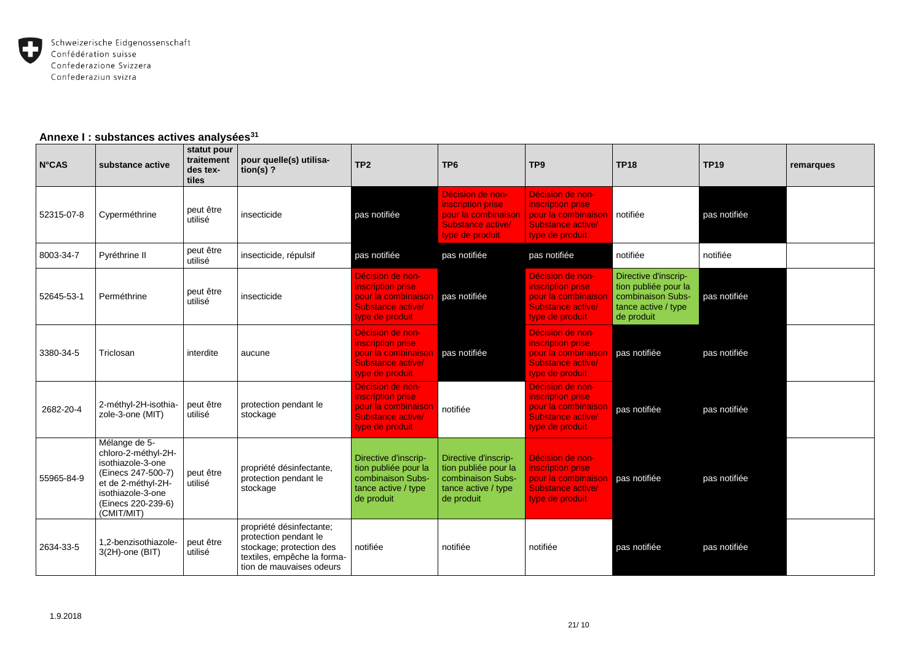## Annexe I : substances actives analysées[31]

| N°CAS | substance active | statut pour traitement des textiles | pour quelle(s) utilisation(s) ? | TP2 | TP6 | TP9 | TP18 | TP19 | remarques |
|---|---|---|---|---|---|---|---|---|---|
| 52315-07-8 | Cyperméthrine | peut être utilisé | insecticide | pas notifiée | Décision de non-inscription prise pour la combinaison Substance active/ type de produit | Décision de non-inscription prise pour la combinaison Substance active/ type de produit | notifiée | pas notifiée | |
| 8003-34-7 | Pyréthrine II | peut être utilisé | insecticide, répulsif | pas notifiée | pas notifiée | pas notifiée | notifiée | notifiée | |
| 52645-53-1 | Perméthrine | peut être utilisé | insecticide | Décision de non-inscription prise pour la combinaison Substance active/ type de produit | pas notifiée | Décision de non-inscription prise pour la combinaison Substance active/ type de produit | Directive d'inscription publiée pour la combinaison Substance active / type de produit | pas notifiée | |
| 3380-34-5 | Triclosan | interdite | aucune | Décision de non-inscription prise pour la combinaison Substance active/ type de produit | pas notifiée | Décision de non-inscription prise pour la combinaison Substance active/ type de produit | pas notifiée | pas notifiée | |
| 2682-20-4 | 2-méthyl-2H-isothiazole-3-one (MIT) | peut être utilisé | protection pendant le stockage | Décision de non-inscription prise pour la combinaison Substance active/ type de produit | notifiée | Décision de non-inscription prise pour la combinaison Substance active/ type de produit | pas notifiée | pas notifiée | |
| 55965-84-9 | Mélange de 5-chloro-2-méthyl-2H-isothiazole-3-one (Einecs 247-500-7) et de 2-méthyl-2H-isothiazole-3-one (Einecs 220-239-6) (CMIT/MIT) | peut être utilisé | propriété désinfectante, protection pendant le stockage | Directive d'inscription publiée pour la combinaison Substance active / type de produit | Directive d'inscription publiée pour la combinaison Substance active / type de produit | Décision de non-inscription prise pour la combinaison Substance active/ type de produit | pas notifiée | pas notifiée | |
| 2634-33-5 | 1,2-benzisothiazole-3(2H)-one (BIT) | peut être utilisé | propriété désinfectante; protection pendant le stockage; protection des textiles, empêche la formation de mauvaises odeurs | notifiée | notifiée | notifiée | pas notifiée | pas notifiée | |

1.9.2018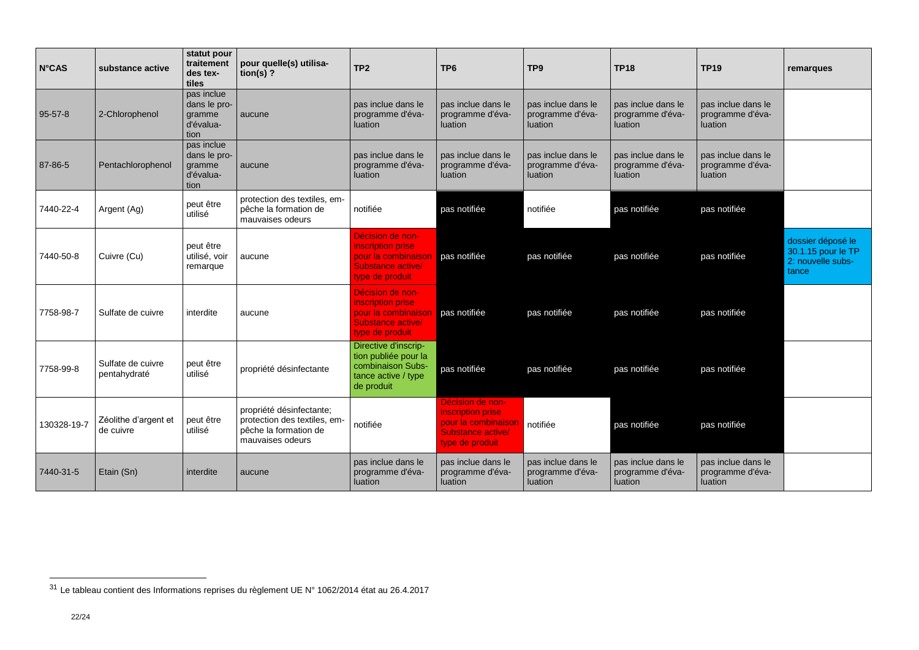| N°CAS | substance active | statut pour traitement des textiles | pour quelle(s) utilisation(s) ? | TP2 | TP6 | TP9 | TP18 | TP19 | remarques |
|---|---|---|---|---|---|---|---|---|---|
| 95-57-8 | 2-Chlorophenol | pas inclue dans le programme d'évaluation | aucune | pas inclue dans le programme d'évaluation | pas inclue dans le programme d'évaluation | pas inclue dans le programme d'évaluation | pas inclue dans le programme d'évaluation | pas inclue dans le programme d'évaluation | |
| 87-86-5 | Pentachlorophenol | pas inclue dans le programme d'évaluation | aucune | pas inclue dans le programme d'évaluation | pas inclue dans le programme d'évaluation | pas inclue dans le programme d'évaluation | pas inclue dans le programme d'évaluation | pas inclue dans le programme d'évaluation | |
| 7440-22-4 | Argent (Ag) | peut être utilisé | protection des textiles, empêche la formation de mauvaises odeurs | notifiée | pas notifiée | notifiée | pas notifiée | pas notifiée | |
| 7440-50-8 | Cuivre (Cu) | peut être utilisé, voir remarque | aucune | Décision de non-inscription prise pour la combinaison Substance active/ type de produit | pas notifiée | pas notifiée | pas notifiée | pas notifiée | dossier déposé le 30.1.15 pour le TP 2: nouvelle substance |
| 7758-98-7 | Sulfate de cuivre | interdite | aucune | Décision de non-inscription prise pour la combinaison Substance active/ type de produit | pas notifiée | pas notifiée | pas notifiée | pas notifiée | |
| 7758-99-8 | Sulfate de cuivre pentahydraté | peut être utilisé | propriété désinfectante | Directive d'inscription publiée pour la combinaison Substance active / type de produit | pas notifiée | pas notifiée | pas notifiée | pas notifiée | |
| 130328-19-7 | Zéolithe d'argent et de cuivre | peut être utilisé | propriété désinfectante; protection des textiles, empêche la formation de mauvaises odeurs | notifiée | Décision de non-inscription prise pour la combinaison Substance active/ type de produit | notifiée | pas notifiée | pas notifiée | |
| 7440-31-5 | Etain (Sn) | interdite | aucune | pas inclue dans le programme d'évaluation | pas inclue dans le programme d'évaluation | pas inclue dans le programme d'évaluation | pas inclue dans le programme d'évaluation | pas inclue dans le programme d'évaluation | |

[31] Le tableau contient des Informations reprises du règlement UE N° 1062/2014 état au 26.4.2017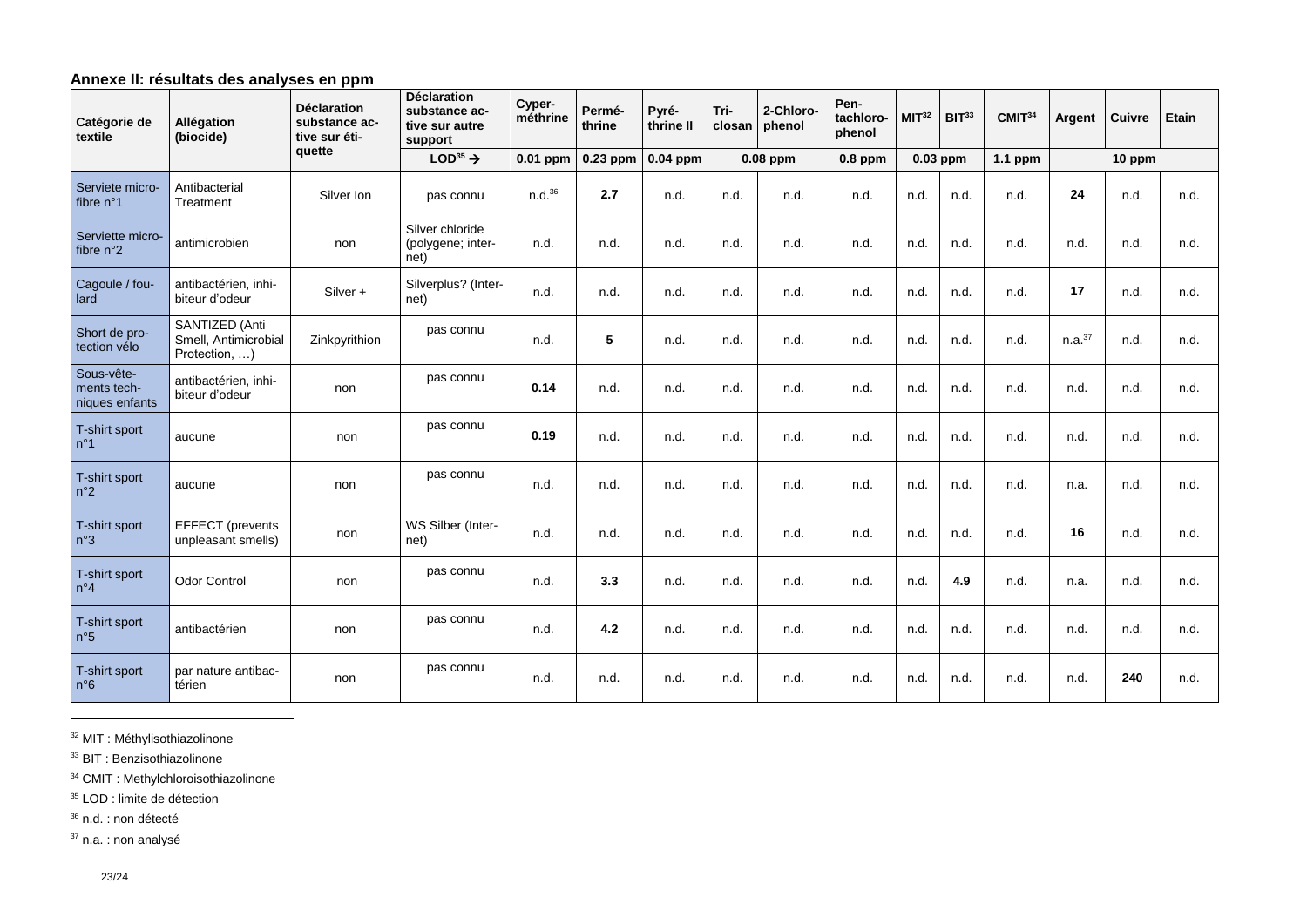**Annexe II: résultats des analyses en ppm**

| Catégorie de textile | Allégation (biocide) | Déclaration substance active sur étiquette | Déclaration substance active sur autre support | Cyperméthrine | Perméthrine | Pyréthrine II | Triclosan | 2-Chlorophenol | Pentachlorophenol | MIT[32] | BIT[33] | CMIT[34] | Argent | Cuivre | Etain |
|---|---|---|---|---|---|---|---|---|---|---|---|---|---|---|---|
| | | | LOD[35] → | 0.01 ppm | 0.23 ppm | 0.04 ppm | 0.08 ppm | | 0.8 ppm | 0.03 ppm | | 1.1 ppm | 10 ppm | | |
| Serviete microfibre n°1 | Antibacterial Treatment | Silver Ion | pas connu | n.d.[36] | **2.7** | n.d. | n.d. | n.d. | n.d. | n.d. | n.d. | n.d. | **24** | n.d. | n.d. |
| Serviette microfibre n°2 | antimicrobien | non | Silver chloride (polygene; internet) | n.d. | n.d. | n.d. | n.d. | n.d. | n.d. | n.d. | n.d. | n.d. | n.d. | n.d. | n.d. |
| Cagoule / foulard | antibactérien, inhibiteur d'odeur | Silver + | Silverplus? (Internet) | n.d. | n.d. | n.d. | n.d. | n.d. | n.d. | n.d. | n.d. | n.d. | **17** | n.d. | n.d. |
| Short de protection vélo | SANTIZED (Anti Smell, Antimicrobial Protection, …) | Zinkpyrithion | pas connu | n.d. | **5** | n.d. | n.d. | n.d. | n.d. | n.d. | n.d. | n.d. | n.a.[37] | n.d. | n.d. |
| Sous-vêtements techniques enfants | antibactérien, inhibiteur d'odeur | non | pas connu | **0.14** | n.d. | n.d. | n.d. | n.d. | n.d. | n.d. | n.d. | n.d. | n.d. | n.d. | n.d. |
| T-shirt sport n°1 | aucune | non | pas connu | **0.19** | n.d. | n.d. | n.d. | n.d. | n.d. | n.d. | n.d. | n.d. | n.d. | n.d. | n.d. |
| T-shirt sport n°2 | aucune | non | pas connu | n.d. | n.d. | n.d. | n.d. | n.d. | n.d. | n.d. | n.d. | n.d. | n.a. | n.d. | n.d. |
| T-shirt sport n°3 | EFFECT (prevents unpleasant smells) | non | WS Silber (Internet) | n.d. | n.d. | n.d. | n.d. | n.d. | n.d. | n.d. | n.d. | n.d. | **16** | n.d. | n.d. |
| T-shirt sport n°4 | Odor Control | non | pas connu | n.d. | **3.3** | n.d. | n.d. | n.d. | n.d. | n.d. | **4.9** | n.d. | n.a. | n.d. | n.d. |
| T-shirt sport n°5 | antibactérien | non | pas connu | n.d. | **4.2** | n.d. | n.d. | n.d. | n.d. | n.d. | n.d. | n.d. | n.d. | n.d. | n.d. |
| T-shirt sport n°6 | par nature antibactérien | non | pas connu | n.d. | n.d. | n.d. | n.d. | n.d. | n.d. | n.d. | n.d. | n.d. | n.d. | **240** | n.d. |

[32] MIT : Méthylisothiazolinone

[33] BIT : Benzisothiazolinone

[34] CMIT : Methylchloroisothiazolinone

[35] LOD : limite de détection

[36] n.d. : non détecté

[37] n.a. : non analysé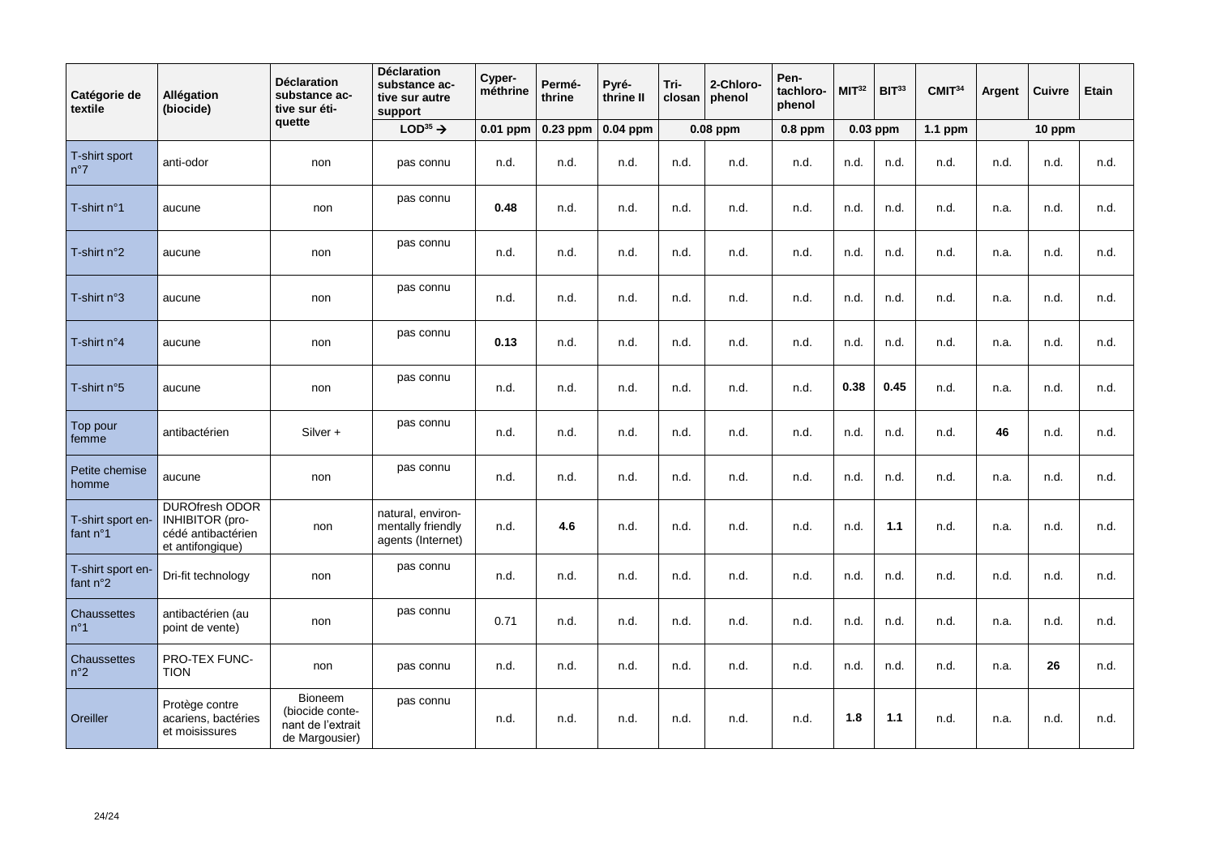| Catégorie de textile | Allégation (biocide) | Déclaration substance active sur étiquette | Déclaration substance active sur autre support | Cyperméthrine | Perméthrine | Pyréthrine II | Triclosan | 2-Chlorophenol | Pentachlorophenol | MIT[32] | BIT[33] | CMIT[34] | Argent | Cuivre | Etain |
|---|---|---|---|---|---|---|---|---|---|---|---|---|---|---|---|
| | | | LOD[35] → | 0.01 ppm | 0.23 ppm | 0.04 ppm | 0.08 ppm | | 0.8 ppm | 0.03 ppm | | 1.1 ppm | 10 ppm | | |
| T-shirt sport n°7 | anti-odor | non | pas connu | n.d. | n.d. | n.d. | n.d. | n.d. | n.d. | n.d. | n.d. | n.d. | n.d. | n.d. | n.d. |
| T-shirt n°1 | aucune | non | pas connu | **0.48** | n.d. | n.d. | n.d. | n.d. | n.d. | n.d. | n.d. | n.d. | n.a. | n.d. | n.d. |
| T-shirt n°2 | aucune | non | pas connu | n.d. | n.d. | n.d. | n.d. | n.d. | n.d. | n.d. | n.d. | n.d. | n.a. | n.d. | n.d. |
| T-shirt n°3 | aucune | non | pas connu | n.d. | n.d. | n.d. | n.d. | n.d. | n.d. | n.d. | n.d. | n.d. | n.a. | n.d. | n.d. |
| T-shirt n°4 | aucune | non | pas connu | **0.13** | n.d. | n.d. | n.d. | n.d. | n.d. | n.d. | n.d. | n.d. | n.a. | n.d. | n.d. |
| T-shirt n°5 | aucune | non | pas connu | n.d. | n.d. | n.d. | n.d. | n.d. | n.d. | **0.38** | **0.45** | n.d. | n.a. | n.d. | n.d. |
| Top pour femme | antibactérien | Silver + | pas connu | n.d. | n.d. | n.d. | n.d. | n.d. | n.d. | n.d. | n.d. | n.d. | **46** | n.d. | n.d. |
| Petite chemise homme | aucune | non | pas connu | n.d. | n.d. | n.d. | n.d. | n.d. | n.d. | n.d. | n.d. | n.d. | n.a. | n.d. | n.d. |
| T-shirt sport enfant n°1 | DUROfresh ODOR INHIBITOR (procédé antibactérien et antifongique) | non | natural, environmentally friendly agents (Internet) | n.d. | **4.6** | n.d. | n.d. | n.d. | n.d. | n.d. | **1.1** | n.d. | n.a. | n.d. | n.d. |
| T-shirt sport enfant n°2 | Dri-fit technology | non | pas connu | n.d. | n.d. | n.d. | n.d. | n.d. | n.d. | n.d. | n.d. | n.d. | n.d. | n.d. | n.d. |
| Chaussettes n°1 | antibactérien (au point de vente) | non | pas connu | 0.71 | n.d. | n.d. | n.d. | n.d. | n.d. | n.d. | n.d. | n.d. | n.a. | n.d. | n.d. |
| Chaussettes n°2 | PRO-TEX FUNCTION | non | pas connu | n.d. | n.d. | n.d. | n.d. | n.d. | n.d. | n.d. | n.d. | n.d. | n.a. | **26** | n.d. |
| Oreiller | Protège contre acariens, bactéries et moisissures | Bioneem (biocide contenant de l'extrait de Margousier) | pas connu | n.d. | n.d. | n.d. | n.d. | n.d. | n.d. | **1.8** | **1.1** | n.d. | n.a. | n.d. | n.d. |